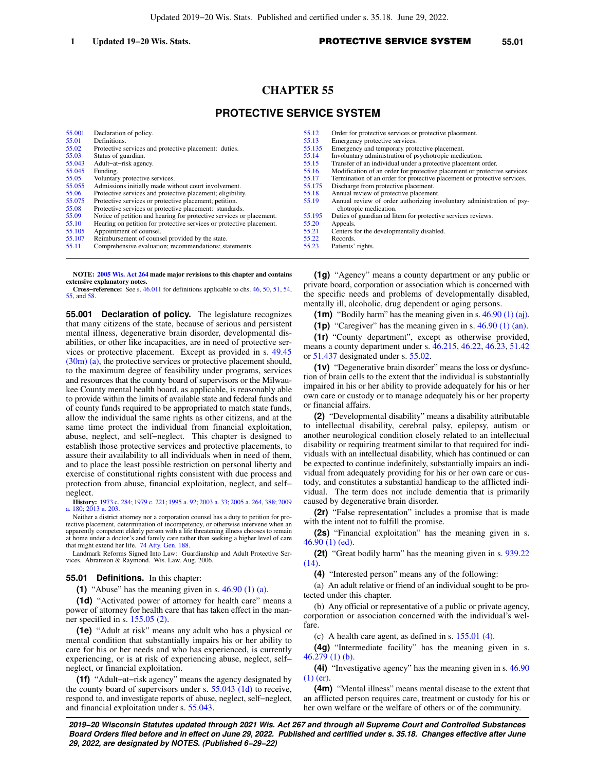# CHAPTER 55

## PROTECTIVE SERVICE SYSTEM

| | | | |
|---|---|---|---|
| 55.001 | Declaration of policy. | 55.12 | Order for protective services or protective placement. |
| 55.01 | Definitions. | 55.13 | Emergency protective services. |
| 55.02 | Protective services and protective placement: duties. | 55.135 | Emergency and temporary protective placement. |
| 55.03 | Status of guardian. | 55.14 | Involuntary administration of psychotropic medication. |
| 55.043 | Adult-at-risk agency. | 55.15 | Transfer of an individual under a protective placement order. |
| 55.045 | Funding. | 55.16 | Modification of an order for protective placement or protective services. |
| 55.05 | Voluntary protective services. | 55.17 | Termination of an order for protective placement or protective services. |
| 55.055 | Admissions initially made without court involvement. | 55.175 | Discharge from protective placement. |
| 55.06 | Protective services and protective placement; eligibility. | 55.18 | Annual review of protective placement. |
| 55.075 | Protective services or protective placement; petition. | 55.19 | Annual review of order authorizing involuntary administration of psychotropic medication. |
| 55.08 | Protective services or protective placement: standards. | 55.195 | Duties of guardian ad litem for protective services reviews. |
| 55.09 | Notice of petition and hearing for protective services or placement. | 55.20 | Appeals. |
| 55.10 | Hearing on petition for protective services or protective placement. | 55.21 | Centers for the developmentally disabled. |
| 55.105 | Appointment of counsel. | 55.22 | Records. |
| 55.107 | Reimbursement of counsel provided by the state. | 55.23 | Patients' rights. |
| 55.11 | Comprehensive evaluation; recommendations; statements. | | |

**NOTE: 2005 Wis. Act 264 made major revisions to this chapter and contains extensive explanatory notes.**

**Cross-reference:** See s. 46.011 for definitions applicable to chs. 46, 50, 51, 54, 55, and 58.

**55.001 Declaration of policy.** The legislature recognizes that many citizens of the state, because of serious and persistent mental illness, degenerative brain disorder, developmental disabilities, or other like incapacities, are in need of protective services or protective placement. Except as provided in s. 49.45 (30m) (a), the protective services or protective placement should, to the maximum degree of feasibility under programs, services and resources that the county board of supervisors or the Milwaukee County mental health board, as applicable, is reasonably able to provide within the limits of available state and federal funds and of county funds required to be appropriated to match state funds, allow the individual the same rights as other citizens, and at the same time protect the individual from financial exploitation, abuse, neglect, and self-neglect. This chapter is designed to establish those protective services and protective placements, to assure their availability to all individuals when in need of them, and to place the least possible restriction on personal liberty and exercise of constitutional rights consistent with due process and protection from abuse, financial exploitation, neglect, and self-neglect.

**History:** 1973 c. 284; 1979 c. 221; 1995 a. 92; 2003 a. 33; 2005 a. 264, 388; 2009 a. 180; 2013 a. 203.

Neither a district attorney nor a corporation counsel has a duty to petition for protective placement, determination of incompetency, or otherwise intervene when an apparently competent elderly person with a life threatening illness chooses to remain at home under a doctor's and family care rather than seeking a higher level of care that might extend her life. 74 Atty. Gen. 188.

Landmark Reforms Signed Into Law: Guardianship and Adult Protective Services. Abramson & Raymond. Wis. Law. Aug. 2006.

**55.01 Definitions.** In this chapter:

**(1)** "Abuse" has the meaning given in s. 46.90 (1) (a).

**(1d)** "Activated power of attorney for health care" means a power of attorney for health care that has taken effect in the manner specified in s. 155.05 (2).

**(1e)** "Adult at risk" means any adult who has a physical or mental condition that substantially impairs his or her ability to care for his or her needs and who has experienced, is currently experiencing, or is at risk of experiencing abuse, neglect, self-neglect, or financial exploitation.

**(1f)** "Adult-at-risk agency" means the agency designated by the county board of supervisors under s. 55.043 (1d) to receive, respond to, and investigate reports of abuse, neglect, self-neglect, and financial exploitation under s. 55.043.

**(1g)** "Agency" means a county department or any public or private board, corporation or association which is concerned with the specific needs and problems of developmentally disabled, mentally ill, alcoholic, drug dependent or aging persons.

**(1m)** "Bodily harm" has the meaning given in s. 46.90 (1) (aj).

**(1p)** "Caregiver" has the meaning given in s. 46.90 (1) (an).

**(1r)** "County department", except as otherwise provided, means a county department under s. 46.215, 46.22, 46.23, 51.42 or 51.437 designated under s. 55.02.

**(1v)** "Degenerative brain disorder" means the loss or dysfunction of brain cells to the extent that the individual is substantially impaired in his or her ability to provide adequately for his or her own care or custody or to manage adequately his or her property or financial affairs.

**(2)** "Developmental disability" means a disability attributable to intellectual disability, cerebral palsy, epilepsy, autism or another neurological condition closely related to an intellectual disability or requiring treatment similar to that required for individuals with an intellectual disability, which has continued or can be expected to continue indefinitely, substantially impairs an individual from adequately providing for his or her own care or custody, and constitutes a substantial handicap to the afflicted individual. The term does not include dementia that is primarily caused by degenerative brain disorder.

**(2r)** "False representation" includes a promise that is made with the intent not to fulfill the promise.

**(2s)** "Financial exploitation" has the meaning given in s. 46.90 (1) (ed).

**(2t)** "Great bodily harm" has the meaning given in s. 939.22 (14).

**(4)** "Interested person" means any of the following:

(a) An adult relative or friend of an individual sought to be protected under this chapter.

(b) Any official or representative of a public or private agency, corporation or association concerned with the individual's welfare.

(c) A health care agent, as defined in s. 155.01 (4).

**(4g)** "Intermediate facility" has the meaning given in s. 46.279 (1) (b).

**(4i)** "Investigative agency" has the meaning given in s. 46.90 (1) (er).

**(4m)** "Mental illness" means mental disease to the extent that an afflicted person requires care, treatment or custody for his or her own welfare or the welfare of others or of the community.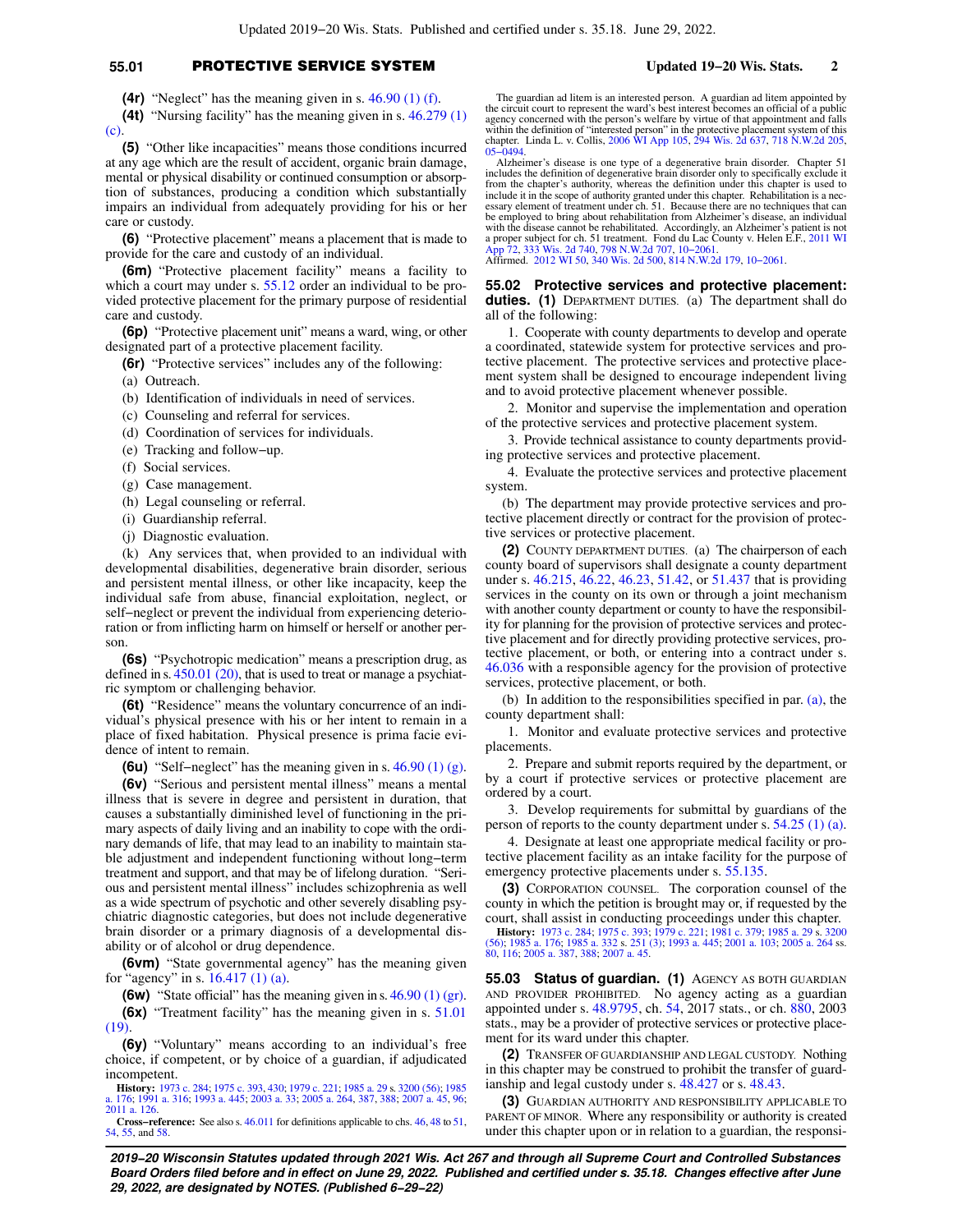**(4r)** "Neglect" has the meaning given in s. 46.90 (1) (f).

**(4t)** "Nursing facility" has the meaning given in s. 46.279 (1) (c).

**(5)** "Other like incapacities" means those conditions incurred at any age which are the result of accident, organic brain damage, mental or physical disability or continued consumption or absorption of substances, producing a condition which substantially impairs an individual from adequately providing for his or her care or custody.

**(6)** "Protective placement" means a placement that is made to provide for the care and custody of an individual.

**(6m)** "Protective placement facility" means a facility to which a court may under s. 55.12 order an individual to be provided protective placement for the primary purpose of residential care and custody.

**(6p)** "Protective placement unit" means a ward, wing, or other designated part of a protective placement facility.

**(6r)** "Protective services" includes any of the following:

(a) Outreach.

(b) Identification of individuals in need of services.

(c) Counseling and referral for services.

(d) Coordination of services for individuals.

(e) Tracking and follow-up.

(f) Social services.

(g) Case management.

(h) Legal counseling or referral.

(i) Guardianship referral.

(j) Diagnostic evaluation.

(k) Any services that, when provided to an individual with developmental disabilities, degenerative brain disorder, serious and persistent mental illness, or other like incapacity, keep the individual safe from abuse, financial exploitation, neglect, or self-neglect or prevent the individual from experiencing deterioration or from inflicting harm on himself or herself or another person.

**(6s)** "Psychotropic medication" means a prescription drug, as defined in s. 450.01 (20), that is used to treat or manage a psychiatric symptom or challenging behavior.

**(6t)** "Residence" means the voluntary concurrence of an individual's physical presence with his or her intent to remain in a place of fixed habitation. Physical presence is prima facie evidence of intent to remain.

**(6u)** "Self-neglect" has the meaning given in s. 46.90 (1) (g).

**(6v)** "Serious and persistent mental illness" means a mental illness that is severe in degree and persistent in duration, that causes a substantially diminished level of functioning in the primary aspects of daily living and an inability to cope with the ordinary demands of life, that may lead to an inability to maintain stable adjustment and independent functioning without long-term treatment and support, and that may be of lifelong duration. "Serious and persistent mental illness" includes schizophrenia as well as a wide spectrum of psychotic and other severely disabling psychiatric diagnostic categories, but does not include degenerative brain disorder or a primary diagnosis of a developmental disability or of alcohol or drug dependence.

**(6vm)** "State governmental agency" has the meaning given for "agency" in s. 16.417 (1) (a).

**(6w)** "State official" has the meaning given in s. 46.90 (1) (gr).

**(6x)** "Treatment facility" has the meaning given in s. 51.01 (19).

**(6y)** "Voluntary" means according to an individual's free choice, if competent, or by choice of a guardian, if adjudicated incompetent.

**History:** 1973 c. 284; 1975 c. 393, 430; 1979 c. 221; 1985 a. 29 s. 3200 (56); 1985 a. 176; 1991 a. 316; 1993 a. 445; 2003 a. 33; 2005 a. 264, 387, 388; 2007 a. 45, 96; 2011 a. 126.

**Cross-reference:** See also s. 46.011 for definitions applicable to chs. 46, 48 to 51, 54, 55, and 58.

The guardian ad litem is an interested person. A guardian ad litem appointed by the circuit court to represent the ward's best interest becomes an official of a public agency concerned with the person's welfare by virtue of that appointment and falls within the definition of "interested person" in the protective placement system of this chapter. Linda L. v. Collis, 2006 WI App 105, 294 Wis. 2d 637, 718 N.W.2d 205, 05-0494.

Alzheimer's disease is one type of a degenerative brain disorder. Chapter 51 includes the definition of degenerative brain disorder only to specifically exclude it from the chapter's authority, whereas the definition under this chapter is used to include it in the scope of authority granted under this chapter. Rehabilitation is a necessary element of treatment under ch. 51. Because there are no techniques that can be employed to bring about rehabilitation from Alzheimer's disease, an individual with the disease cannot be rehabilitated. Accordingly, an Alzheimer's patient is not a proper subject for ch. 51 treatment. Fond du Lac County v. Helen E.F., 2011 WI App 72, 333 Wis. 2d 740, 798 N.W.2d 707, 10-2061.
Affirmed. 2012 WI 50, 340 Wis. 2d 500, 814 N.W.2d 179, 10-2061.

## 55.02 Protective services and protective placement: duties.

**(1)** DEPARTMENT DUTIES. (a) The department shall do all of the following:

1. Cooperate with county departments to develop and operate a coordinated, statewide system for protective services and protective placement. The protective services and protective placement system shall be designed to encourage independent living and to avoid protective placement whenever possible.

2. Monitor and supervise the implementation and operation of the protective services and protective placement system.

3. Provide technical assistance to county departments providing protective services and protective placement.

4. Evaluate the protective services and protective placement system.

(b) The department may provide protective services and protective placement directly or contract for the provision of protective services or protective placement.

**(2)** COUNTY DEPARTMENT DUTIES. (a) The chairperson of each county board of supervisors shall designate a county department under s. 46.215, 46.22, 46.23, 51.42, or 51.437 that is providing services in the county on its own or through a joint mechanism with another county department or county to have the responsibility for planning for the provision of protective services and protective placement and for directly providing protective services, protective placement, or both, or entering into a contract under s. 46.036 with a responsible agency for the provision of protective services, protective placement, or both.

(b) In addition to the responsibilities specified in par. (a), the county department shall:

1. Monitor and evaluate protective services and protective placements.

2. Prepare and submit reports required by the department, or by a court if protective services or protective placement are ordered by a court.

3. Develop requirements for submittal by guardians of the person of reports to the county department under s. 54.25 (1) (a).

4. Designate at least one appropriate medical facility or protective placement facility as an intake facility for the purpose of emergency protective placements under s. 55.135.

**(3)** CORPORATION COUNSEL. The corporation counsel of the county in which the petition is brought may or, if requested by the court, shall assist in conducting proceedings under this chapter.

**History:** 1973 c. 284; 1975 c. 393; 1979 c. 221; 1981 c. 379; 1985 a. 29 s. 3200 (56); 1985 a. 176; 1985 a. 332 s. 251 (3); 1993 a. 445; 2001 a. 103; 2005 a. 264 ss. 80, 116; 2005 a. 387, 388; 2007 a. 45.

## 55.03 Status of guardian.

**(1)** AGENCY AS BOTH GUARDIAN AND PROVIDER PROHIBITED. No agency acting as a guardian appointed under s. 48.9795, ch. 54, 2017 stats., or ch. 880, 2003 stats., may be a provider of protective services or protective placement for its ward under this chapter.

**(2)** TRANSFER OF GUARDIANSHIP AND LEGAL CUSTODY. Nothing in this chapter may be construed to prohibit the transfer of guardianship and legal custody under s. 48.427 or s. 48.43.

**(3)** GUARDIAN AUTHORITY AND RESPONSIBILITY APPLICABLE TO PARENT OF MINOR. Where any responsibility or authority is created under this chapter upon or in relation to a guardian, the responsi-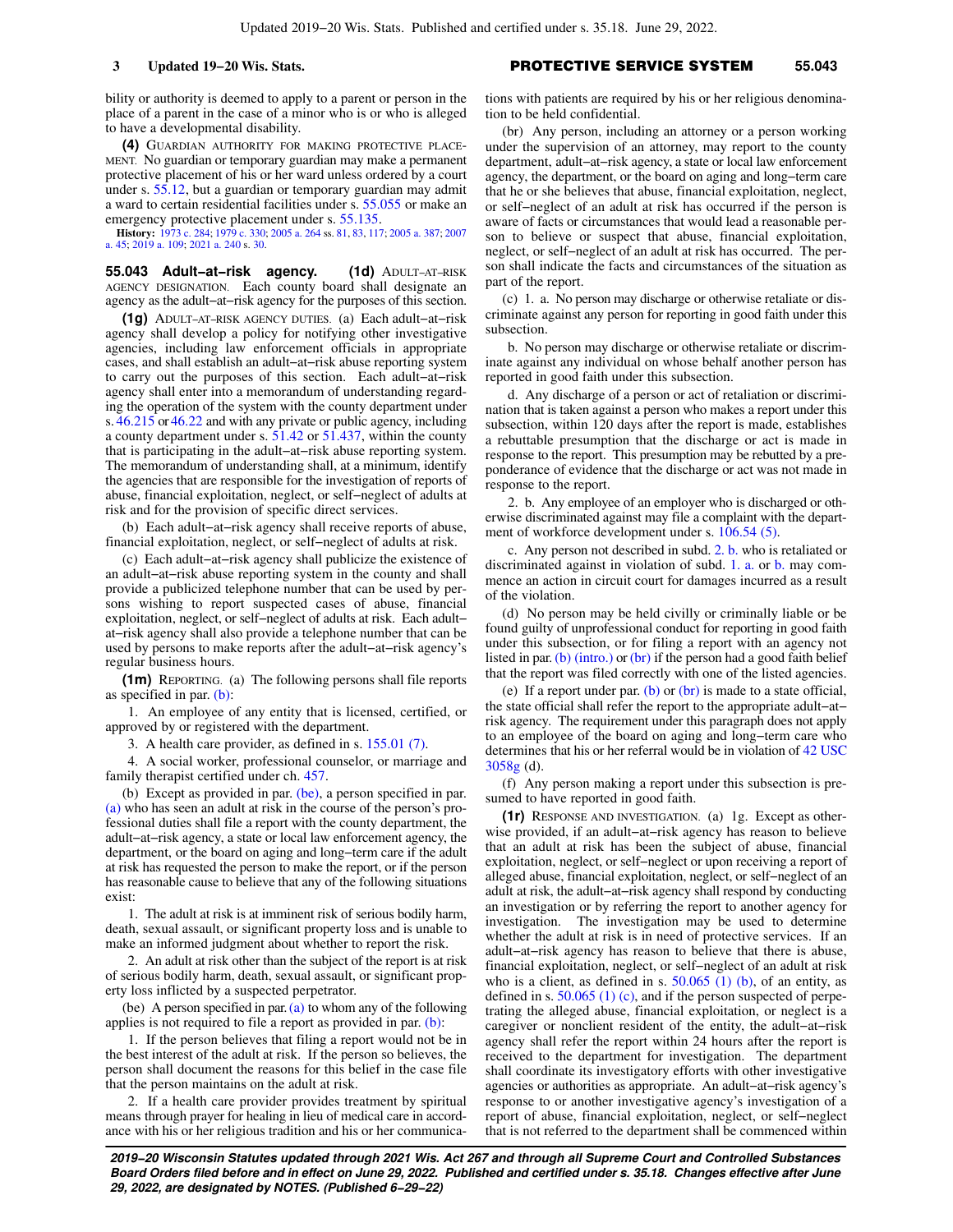bility or authority is deemed to apply to a parent or person in the place of a parent in the case of a minor who is or who is alleged to have a developmental disability.

**(4)** GUARDIAN AUTHORITY FOR MAKING PROTECTIVE PLACEMENT. No guardian or temporary guardian may make a permanent protective placement of his or her ward unless ordered by a court under s. 55.12, but a guardian or temporary guardian may admit a ward to certain residential facilities under s. 55.055 or make an emergency protective placement under s. 55.135.

**History:** 1973 c. 284; 1979 c. 330; 2005 a. 264 ss. 81, 83, 117; 2005 a. 387; 2007 a. 45; 2019 a. 109; 2021 a. 240 s. 30.

**55.043 Adult−at−risk agency. (1d)** ADULT−AT−RISK AGENCY DESIGNATION. Each county board shall designate an agency as the adult−at−risk agency for the purposes of this section.

**(1g)** ADULT−AT−RISK AGENCY DUTIES. (a) Each adult−at−risk agency shall develop a policy for notifying other investigative agencies, including law enforcement officials in appropriate cases, and shall establish an adult−at−risk abuse reporting system to carry out the purposes of this section. Each adult−at−risk agency shall enter into a memorandum of understanding regarding the operation of the system with the county department under s. 46.215 or 46.22 and with any private or public agency, including a county department under s. 51.42 or 51.437, within the county that is participating in the adult−at−risk abuse reporting system. The memorandum of understanding shall, at a minimum, identify the agencies that are responsible for the investigation of reports of abuse, financial exploitation, neglect, or self−neglect of adults at risk and for the provision of specific direct services.

(b) Each adult−at−risk agency shall receive reports of abuse, financial exploitation, neglect, or self−neglect of adults at risk.

(c) Each adult−at−risk agency shall publicize the existence of an adult−at−risk abuse reporting system in the county and shall provide a publicized telephone number that can be used by persons wishing to report suspected cases of abuse, financial exploitation, neglect, or self−neglect of adults at risk. Each adult−at−risk agency shall also provide a telephone number that can be used by persons to make reports after the adult−at−risk agency's regular business hours.

**(1m)** REPORTING. (a) The following persons shall file reports as specified in par. (b):

1. An employee of any entity that is licensed, certified, or approved by or registered with the department.

3. A health care provider, as defined in s. 155.01 (7).

4. A social worker, professional counselor, or marriage and family therapist certified under ch. 457.

(b) Except as provided in par. (be), a person specified in par. (a) who has seen an adult at risk in the course of the person's professional duties shall file a report with the county department, the adult−at−risk agency, a state or local law enforcement agency, the department, or the board on aging and long−term care if the adult at risk has requested the person to make the report, or if the person has reasonable cause to believe that any of the following situations exist:

1. The adult at risk is at imminent risk of serious bodily harm, death, sexual assault, or significant property loss and is unable to make an informed judgment about whether to report the risk.

2. An adult at risk other than the subject of the report is at risk of serious bodily harm, death, sexual assault, or significant property loss inflicted by a suspected perpetrator.

(be) A person specified in par. (a) to whom any of the following applies is not required to file a report as provided in par. (b):

1. If the person believes that filing a report would not be in the best interest of the adult at risk. If the person so believes, the person shall document the reasons for this belief in the case file that the person maintains on the adult at risk.

2. If a health care provider provides treatment by spiritual means through prayer for healing in lieu of medical care in accordance with his or her religious tradition and his or her communications with patients are required by his or her religious denomination to be held confidential.

(br) Any person, including an attorney or a person working under the supervision of an attorney, may report to the county department, adult−at−risk agency, a state or local law enforcement agency, the department, or the board on aging and long−term care that he or she believes that abuse, financial exploitation, neglect, or self−neglect of an adult at risk has occurred if the person is aware of facts or circumstances that would lead a reasonable person to believe or suspect that abuse, financial exploitation, neglect, or self−neglect of an adult at risk has occurred. The person shall indicate the facts and circumstances of the situation as part of the report.

(c) 1. a. No person may discharge or otherwise retaliate or discriminate against any person for reporting in good faith under this subsection.

b. No person may discharge or otherwise retaliate or discriminate against any individual on whose behalf another person has reported in good faith under this subsection.

d. Any discharge of a person or act of retaliation or discrimination that is taken against a person who makes a report under this subsection, within 120 days after the report is made, establishes a rebuttable presumption that the discharge or act is made in response to the report. This presumption may be rebutted by a preponderance of evidence that the discharge or act was not made in response to the report.

2. b. Any employee of an employer who is discharged or otherwise discriminated against may file a complaint with the department of workforce development under s. 106.54 (5).

c. Any person not described in subd. 2. b. who is retaliated or discriminated against in violation of subd. 1. a. or b. may commence an action in circuit court for damages incurred as a result of the violation.

(d) No person may be held civilly or criminally liable or be found guilty of unprofessional conduct for reporting in good faith under this subsection, or for filing a report with an agency not listed in par. (b) (intro.) or (br) if the person had a good faith belief that the report was filed correctly with one of the listed agencies.

(e) If a report under par. (b) or (br) is made to a state official, the state official shall refer the report to the appropriate adult−at−risk agency. The requirement under this paragraph does not apply to an employee of the board on aging and long−term care who determines that his or her referral would be in violation of 42 USC 3058g (d).

(f) Any person making a report under this subsection is presumed to have reported in good faith.

**(1r)** RESPONSE AND INVESTIGATION. (a) 1g. Except as otherwise provided, if an adult−at−risk agency has reason to believe that an adult at risk has been the subject of abuse, financial exploitation, neglect, or self−neglect or upon receiving a report of alleged abuse, financial exploitation, neglect, or self−neglect of an adult at risk, the adult−at−risk agency shall respond by conducting an investigation or by referring the report to another agency for investigation. The investigation may be used to determine whether the adult at risk is in need of protective services. If an adult−at−risk agency has reason to believe that there is abuse, financial exploitation, neglect, or self−neglect of an adult at risk who is a client, as defined in s. 50.065 (1) (b), of an entity, as defined in s. 50.065 (1) (c), and if the person suspected of perpetrating the alleged abuse, financial exploitation, or neglect is a caregiver or nonclient resident of the entity, the adult−at−risk agency shall refer the report within 24 hours after the report is received to the department for investigation. The department shall coordinate its investigatory efforts with other investigative agencies or authorities as appropriate. An adult−at−risk agency's response to or another investigative agency's investigation of a report of abuse, financial exploitation, neglect, or self−neglect that is not referred to the department shall be commenced within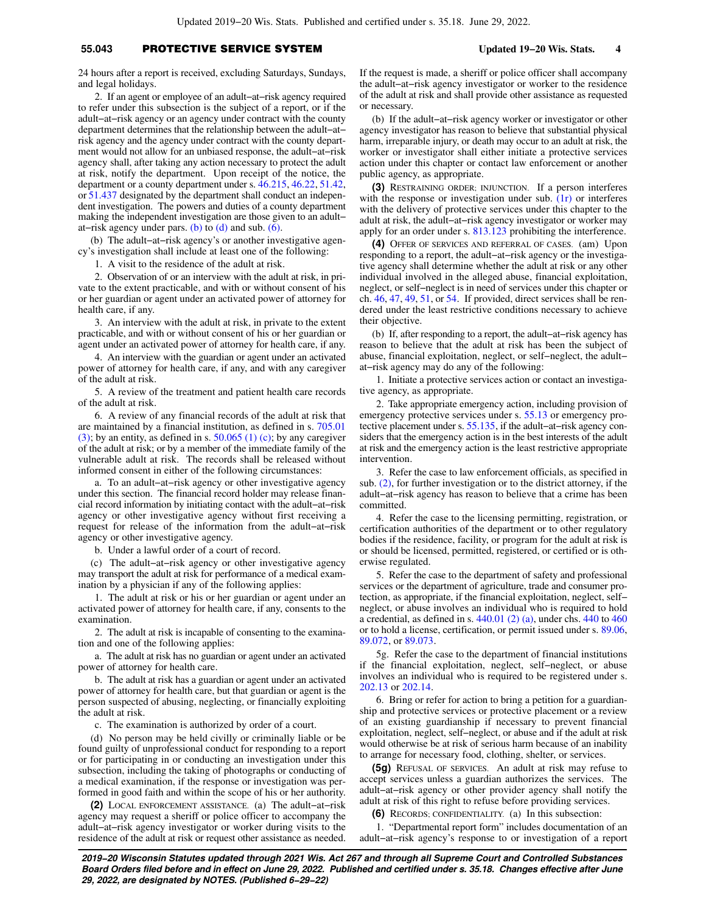24 hours after a report is received, excluding Saturdays, Sundays, and legal holidays.

2. If an agent or employee of an adult−at−risk agency required to refer under this subsection is the subject of a report, or if the adult−at−risk agency or an agency under contract with the county department determines that the relationship between the adult−at−risk agency and the agency under contract with the county department would not allow for an unbiased response, the adult−at−risk agency shall, after taking any action necessary to protect the adult at risk, notify the department. Upon receipt of the notice, the department or a county department under s. 46.215, 46.22, 51.42, or 51.437 designated by the department shall conduct an independent investigation. The powers and duties of a county department making the independent investigation are those given to an adult−at−risk agency under pars. (b) to (d) and sub. (6).

(b) The adult−at−risk agency's or another investigative agency's investigation shall include at least one of the following:

1. A visit to the residence of the adult at risk.

2. Observation of or an interview with the adult at risk, in private to the extent practicable, and with or without consent of his or her guardian or agent under an activated power of attorney for health care, if any.

3. An interview with the adult at risk, in private to the extent practicable, and with or without consent of his or her guardian or agent under an activated power of attorney for health care, if any.

4. An interview with the guardian or agent under an activated power of attorney for health care, if any, and with any caregiver of the adult at risk.

5. A review of the treatment and patient health care records of the adult at risk.

6. A review of any financial records of the adult at risk that are maintained by a financial institution, as defined in s. 705.01 (3); by an entity, as defined in s. 50.065 (1) (c); by any caregiver of the adult at risk; or by a member of the immediate family of the vulnerable adult at risk. The records shall be released without informed consent in either of the following circumstances:

a. To an adult−at−risk agency or other investigative agency under this section. The financial record holder may release financial record information by initiating contact with the adult−at−risk agency or other investigative agency without first receiving a request for release of the information from the adult−at−risk agency or other investigative agency.

b. Under a lawful order of a court of record.

(c) The adult−at−risk agency or other investigative agency may transport the adult at risk for performance of a medical examination by a physician if any of the following applies:

1. The adult at risk or his or her guardian or agent under an activated power of attorney for health care, if any, consents to the examination.

2. The adult at risk is incapable of consenting to the examination and one of the following applies:

a. The adult at risk has no guardian or agent under an activated power of attorney for health care.

b. The adult at risk has a guardian or agent under an activated power of attorney for health care, but that guardian or agent is the person suspected of abusing, neglecting, or financially exploiting the adult at risk.

c. The examination is authorized by order of a court.

(d) No person may be held civilly or criminally liable or be found guilty of unprofessional conduct for responding to a report or for participating in or conducting an investigation under this subsection, including the taking of photographs or conducting of a medical examination, if the response or investigation was performed in good faith and within the scope of his or her authority.

**(2)** LOCAL ENFORCEMENT ASSISTANCE. (a) The adult−at−risk agency may request a sheriff or police officer to accompany the adult−at−risk agency investigator or worker during visits to the residence of the adult at risk or request other assistance as needed. If the request is made, a sheriff or police officer shall accompany the adult−at−risk agency investigator or worker to the residence of the adult at risk and shall provide other assistance as requested or necessary.

(b) If the adult−at−risk agency worker or investigator or other agency investigator has reason to believe that substantial physical harm, irreparable injury, or death may occur to an adult at risk, the worker or investigator shall either initiate a protective services action under this chapter or contact law enforcement or another public agency, as appropriate.

**(3)** RESTRAINING ORDER; INJUNCTION. If a person interferes with the response or investigation under sub. (1r) or interferes with the delivery of protective services under this chapter to the adult at risk, the adult−at−risk agency investigator or worker may apply for an order under s. 813.123 prohibiting the interference.

**(4)** OFFER OF SERVICES AND REFERRAL OF CASES. (am) Upon responding to a report, the adult−at−risk agency or the investigative agency shall determine whether the adult at risk or any other individual involved in the alleged abuse, financial exploitation, neglect, or self−neglect is in need of services under this chapter or ch. 46, 47, 49, 51, or 54. If provided, direct services shall be rendered under the least restrictive conditions necessary to achieve their objective.

(b) If, after responding to a report, the adult−at−risk agency has reason to believe that the adult at risk has been the subject of abuse, financial exploitation, neglect, or self−neglect, the adult−at−risk agency may do any of the following:

1. Initiate a protective services action or contact an investigative agency, as appropriate.

2. Take appropriate emergency action, including provision of emergency protective services under s. 55.13 or emergency protective placement under s. 55.135, if the adult−at−risk agency considers that the emergency action is in the best interests of the adult at risk and the emergency action is the least restrictive appropriate intervention.

3. Refer the case to law enforcement officials, as specified in sub. (2), for further investigation or to the district attorney, if the adult−at−risk agency has reason to believe that a crime has been committed.

4. Refer the case to the licensing permitting, registration, or certification authorities of the department or to other regulatory bodies if the residence, facility, or program for the adult at risk is or should be licensed, permitted, registered, or certified or is otherwise regulated.

5. Refer the case to the department of safety and professional services or the department of agriculture, trade and consumer protection, as appropriate, if the financial exploitation, neglect, self−neglect, or abuse involves an individual who is required to hold a credential, as defined in s. 440.01 (2) (a), under chs. 440 to 460 or to hold a license, certification, or permit issued under s. 89.06, 89.072, or 89.073.

5g. Refer the case to the department of financial institutions if the financial exploitation, neglect, self−neglect, or abuse involves an individual who is required to be registered under s. 202.13 or 202.14.

6. Bring or refer for action to bring a petition for a guardianship and protective services or protective placement or a review of an existing guardianship if necessary to prevent financial exploitation, neglect, self−neglect, or abuse and if the adult at risk would otherwise be at risk of serious harm because of an inability to arrange for necessary food, clothing, shelter, or services.

**(5g)** REFUSAL OF SERVICES. An adult at risk may refuse to accept services unless a guardian authorizes the services. The adult−at−risk agency or other provider agency shall notify the adult at risk of this right to refuse before providing services.

**(6)** RECORDS; CONFIDENTIALITY. (a) In this subsection:

1. "Departmental report form" includes documentation of an adult−at−risk agency's response to or investigation of a report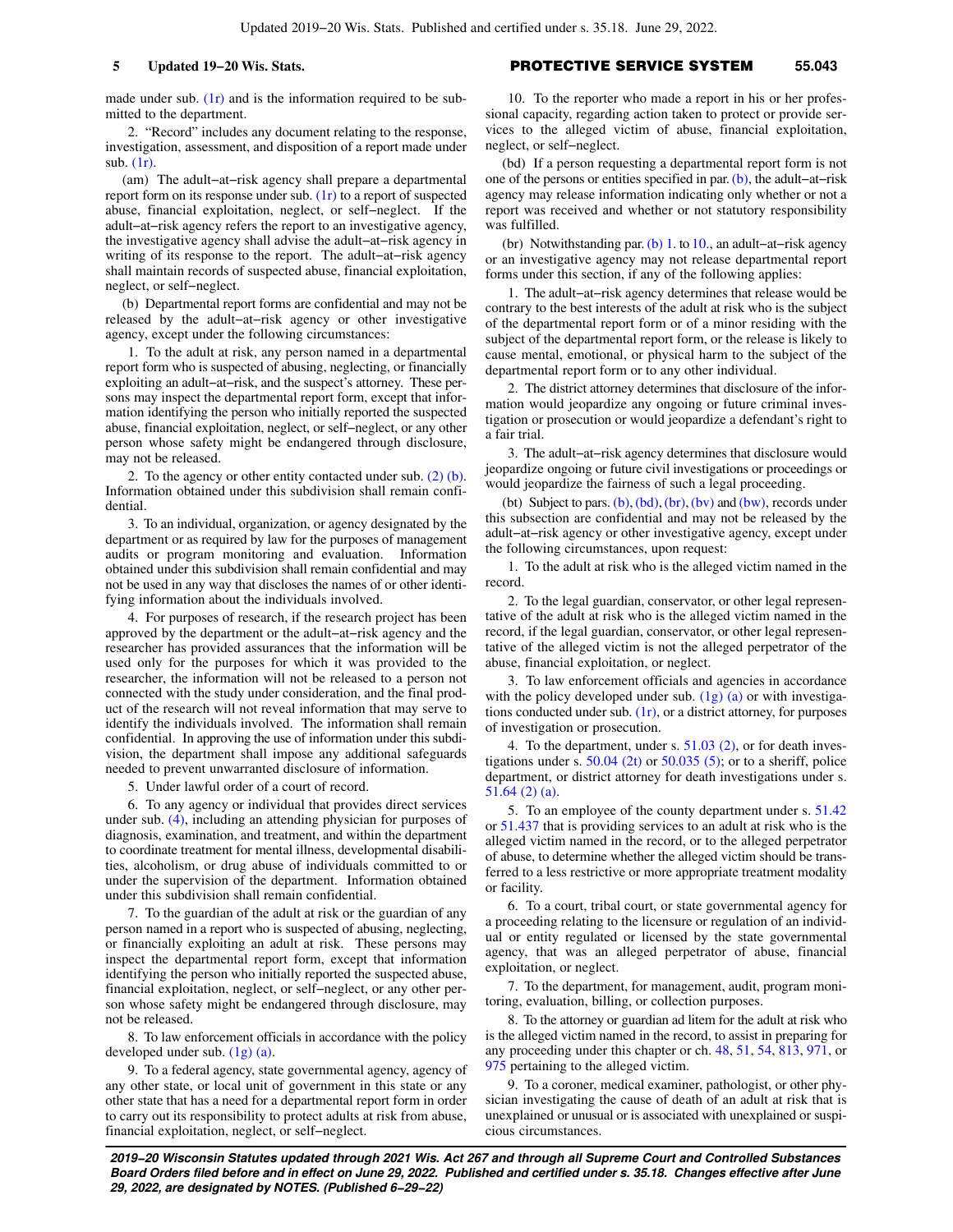made under sub. (1r) and is the information required to be submitted to the department.

2. "Record" includes any document relating to the response, investigation, assessment, and disposition of a report made under sub. (1r).

(am) The adult−at−risk agency shall prepare a departmental report form on its response under sub. (1r) to a report of suspected abuse, financial exploitation, neglect, or self−neglect. If the adult−at−risk agency refers the report to an investigative agency, the investigative agency shall advise the adult−at−risk agency in writing of its response to the report. The adult−at−risk agency shall maintain records of suspected abuse, financial exploitation, neglect, or self−neglect.

(b) Departmental report forms are confidential and may not be released by the adult−at−risk agency or other investigative agency, except under the following circumstances:

1. To the adult at risk, any person named in a departmental report form who is suspected of abusing, neglecting, or financially exploiting an adult−at−risk, and the suspect's attorney. These persons may inspect the departmental report form, except that information identifying the person who initially reported the suspected abuse, financial exploitation, neglect, or self−neglect, or any other person whose safety might be endangered through disclosure, may not be released.

2. To the agency or other entity contacted under sub. (2) (b). Information obtained under this subdivision shall remain confidential.

3. To an individual, organization, or agency designated by the department or as required by law for the purposes of management audits or program monitoring and evaluation. Information obtained under this subdivision shall remain confidential and may not be used in any way that discloses the names of or other identifying information about the individuals involved.

4. For purposes of research, if the research project has been approved by the department or the adult−at−risk agency and the researcher has provided assurances that the information will be used only for the purposes for which it was provided to the researcher, the information will not be released to a person not connected with the study under consideration, and the final product of the research will not reveal information that may serve to identify the individuals involved. The information shall remain confidential. In approving the use of information under this subdivision, the department shall impose any additional safeguards needed to prevent unwarranted disclosure of information.

5. Under lawful order of a court of record.

6. To any agency or individual that provides direct services under sub. (4), including an attending physician for purposes of diagnosis, examination, and treatment, and within the department to coordinate treatment for mental illness, developmental disabilities, alcoholism, or drug abuse of individuals committed to or under the supervision of the department. Information obtained under this subdivision shall remain confidential.

7. To the guardian of the adult at risk or the guardian of any person named in a report who is suspected of abusing, neglecting, or financially exploiting an adult at risk. These persons may inspect the departmental report form, except that information identifying the person who initially reported the suspected abuse, financial exploitation, neglect, or self−neglect, or any other person whose safety might be endangered through disclosure, may not be released.

8. To law enforcement officials in accordance with the policy developed under sub. (1g) (a).

9. To a federal agency, state governmental agency, agency of any other state, or local unit of government in this state or any other state that has a need for a departmental report form in order to carry out its responsibility to protect adults at risk from abuse, financial exploitation, neglect, or self−neglect.

10. To the reporter who made a report in his or her professional capacity, regarding action taken to protect or provide services to the alleged victim of abuse, financial exploitation, neglect, or self−neglect.

(bd) If a person requesting a departmental report form is not one of the persons or entities specified in par. (b), the adult−at−risk agency may release information indicating only whether or not a report was received and whether or not statutory responsibility was fulfilled.

(br) Notwithstanding par. (b) 1. to 10., an adult−at−risk agency or an investigative agency may not release departmental report forms under this section, if any of the following applies:

1. The adult−at−risk agency determines that release would be contrary to the best interests of the adult at risk who is the subject of the departmental report form or of a minor residing with the subject of the departmental report form, or the release is likely to cause mental, emotional, or physical harm to the subject of the departmental report form or to any other individual.

2. The district attorney determines that disclosure of the information would jeopardize any ongoing or future criminal investigation or prosecution or would jeopardize a defendant's right to a fair trial.

3. The adult−at−risk agency determines that disclosure would jeopardize ongoing or future civil investigations or proceedings or would jeopardize the fairness of such a legal proceeding.

(bt) Subject to pars. (b), (bd), (br), (bv) and (bw), records under this subsection are confidential and may not be released by the adult−at−risk agency or other investigative agency, except under the following circumstances, upon request:

1. To the adult at risk who is the alleged victim named in the record.

2. To the legal guardian, conservator, or other legal representative of the adult at risk who is the alleged victim named in the record, if the legal guardian, conservator, or other legal representative of the alleged victim is not the alleged perpetrator of the abuse, financial exploitation, or neglect.

3. To law enforcement officials and agencies in accordance with the policy developed under sub. (1g) (a) or with investigations conducted under sub. (1r), or a district attorney, for purposes of investigation or prosecution.

4. To the department, under s. 51.03 (2), or for death investigations under s. 50.04 (2t) or 50.035 (5); or to a sheriff, police department, or district attorney for death investigations under s. 51.64 (2) (a).

5. To an employee of the county department under s. 51.42 or 51.437 that is providing services to an adult at risk who is the alleged victim named in the record, or to the alleged perpetrator of abuse, to determine whether the alleged victim should be transferred to a less restrictive or more appropriate treatment modality or facility.

6. To a court, tribal court, or state governmental agency for a proceeding relating to the licensure or regulation of an individual or entity regulated or licensed by the state governmental agency, that was an alleged perpetrator of abuse, financial exploitation, or neglect.

7. To the department, for management, audit, program monitoring, evaluation, billing, or collection purposes.

8. To the attorney or guardian ad litem for the adult at risk who is the alleged victim named in the record, to assist in preparing for any proceeding under this chapter or ch. 48, 51, 54, 813, 971, or 975 pertaining to the alleged victim.

9. To a coroner, medical examiner, pathologist, or other physician investigating the cause of death of an adult at risk that is unexplained or unusual or is associated with unexplained or suspicious circumstances.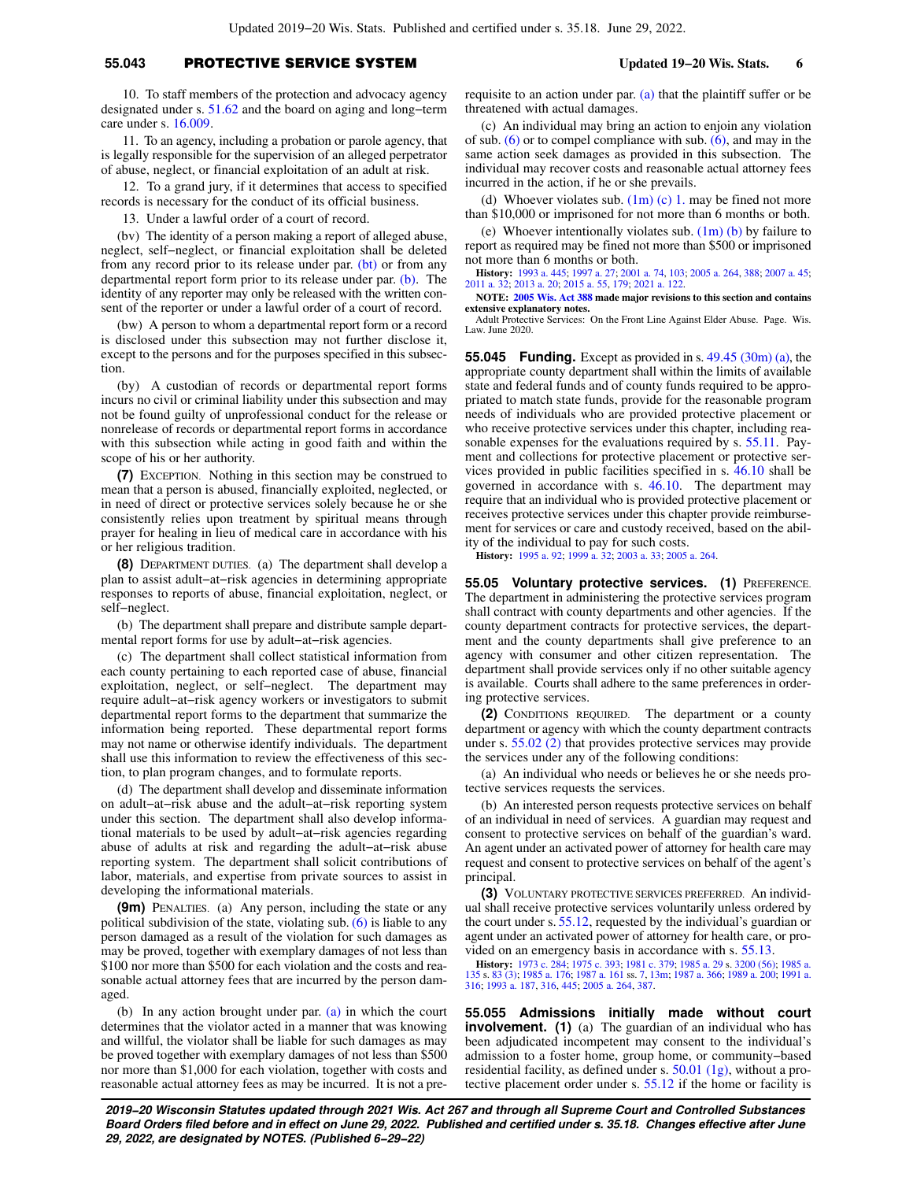10. To staff members of the protection and advocacy agency designated under s. 51.62 and the board on aging and long−term care under s. 16.009.

11. To an agency, including a probation or parole agency, that is legally responsible for the supervision of an alleged perpetrator of abuse, neglect, or financial exploitation of an adult at risk.

12. To a grand jury, if it determines that access to specified records is necessary for the conduct of its official business.

13. Under a lawful order of a court of record.

(bv) The identity of a person making a report of alleged abuse, neglect, self−neglect, or financial exploitation shall be deleted from any record prior to its release under par. (bt) or from any departmental report form prior to its release under par. (b). The identity of any reporter may only be released with the written consent of the reporter or under a lawful order of a court of record.

(bw) A person to whom a departmental report form or a record is disclosed under this subsection may not further disclose it, except to the persons and for the purposes specified in this subsection.

(by) A custodian of records or departmental report forms incurs no civil or criminal liability under this subsection and may not be found guilty of unprofessional conduct for the release or nonrelease of records or departmental report forms in accordance with this subsection while acting in good faith and within the scope of his or her authority.

**(7)** EXCEPTION. Nothing in this section may be construed to mean that a person is abused, financially exploited, neglected, or in need of direct or protective services solely because he or she consistently relies upon treatment by spiritual means through prayer for healing in lieu of medical care in accordance with his or her religious tradition.

**(8)** DEPARTMENT DUTIES. (a) The department shall develop a plan to assist adult−at−risk agencies in determining appropriate responses to reports of abuse, financial exploitation, neglect, or self−neglect.

(b) The department shall prepare and distribute sample departmental report forms for use by adult−at−risk agencies.

(c) The department shall collect statistical information from each county pertaining to each reported case of abuse, financial exploitation, neglect, or self−neglect. The department may require adult−at−risk agency workers or investigators to submit departmental report forms to the department that summarize the information being reported. These departmental report forms may not name or otherwise identify individuals. The department shall use this information to review the effectiveness of this section, to plan program changes, and to formulate reports.

(d) The department shall develop and disseminate information on adult−at−risk abuse and the adult−at−risk reporting system under this section. The department shall also develop informational materials to be used by adult−at−risk agencies regarding abuse of adults at risk and regarding the adult−at−risk abuse reporting system. The department shall solicit contributions of labor, materials, and expertise from private sources to assist in developing the informational materials.

**(9m)** PENALTIES. (a) Any person, including the state or any political subdivision of the state, violating sub. (6) is liable to any person damaged as a result of the violation for such damages as may be proved, together with exemplary damages of not less than $100 nor more than $500 for each violation and the costs and reasonable actual attorney fees that are incurred by the person damaged.

(b) In any action brought under par. (a) in which the court determines that the violator acted in a manner that was knowing and willful, the violator shall be liable for such damages as may be proved together with exemplary damages of not less than $500 nor more than $1,000 for each violation, together with costs and reasonable actual attorney fees as may be incurred. It is not a prerequisite to an action under par. (a) that the plaintiff suffer or be threatened with actual damages.

(c) An individual may bring an action to enjoin any violation of sub. (6) or to compel compliance with sub. (6), and may in the same action seek damages as provided in this subsection. The individual may recover costs and reasonable actual attorney fees incurred in the action, if he or she prevails.

(d) Whoever violates sub. (1m) (c) 1. may be fined not more than $10,000 or imprisoned for not more than 6 months or both.

(e) Whoever intentionally violates sub. (1m) (b) by failure to report as required may be fined not more than $500 or imprisoned not more than 6 months or both.

**History:** 1993 a. 445; 1997 a. 27; 2001 a. 74, 103; 2005 a. 264, 388; 2007 a. 45; 2011 a. 32; 2013 a. 20; 2015 a. 55, 179; 2021 a. 122.

**NOTE: 2005 Wis. Act 388 made major revisions to this section and contains extensive explanatory notes.**

Adult Protective Services: On the Front Line Against Elder Abuse. Page. Wis. Law. June 2020.

**55.045 Funding.** Except as provided in s. 49.45 (30m) (a), the appropriate county department shall within the limits of available state and federal funds and of county funds required to be appropriated to match state funds, provide for the reasonable program needs of individuals who are provided protective placement or who receive protective services under this chapter, including reasonable expenses for the evaluations required by s. 55.11. Payment and collections for protective placement or protective services provided in public facilities specified in s. 46.10 shall be governed in accordance with s. 46.10. The department may require that an individual who is provided protective placement or receives protective services under this chapter provide reimbursement for services or care and custody received, based on the ability of the individual to pay for such costs.

**History:** 1995 a. 92; 1999 a. 32; 2003 a. 33; 2005 a. 264.

**55.05 Voluntary protective services. (1)** PREFERENCE. The department in administering the protective services program shall contract with county departments and other agencies. If the county department contracts for protective services, the department and the county departments shall give preference to an agency with consumer and other citizen representation. The department shall provide services only if no other suitable agency is available. Courts shall adhere to the same preferences in ordering protective services.

**(2)** CONDITIONS REQUIRED. The department or a county department or agency with which the county department contracts under s. 55.02 (2) that provides protective services may provide the services under any of the following conditions:

(a) An individual who needs or believes he or she needs protective services requests the services.

(b) An interested person requests protective services on behalf of an individual in need of services. A guardian may request and consent to protective services on behalf of the guardian's ward. An agent under an activated power of attorney for health care may request and consent to protective services on behalf of the agent's principal.

**(3)** VOLUNTARY PROTECTIVE SERVICES PREFERRED. An individual shall receive protective services voluntarily unless ordered by the court under s. 55.12, requested by the individual's guardian or agent under an activated power of attorney for health care, or provided on an emergency basis in accordance with s. 55.13.

**History:** 1973 c. 284; 1975 c. 393; 1981 c. 379; 1985 a. 29 s. 3200 (56); 1985 a. 135 s. 83 (3); 1985 a. 176; 1987 a. 161 ss. 7, 13m; 1987 a. 366; 1989 a. 200; 1991 a. 316; 1993 a. 187, 316, 445; 2005 a. 264, 387.

**55.055 Admissions initially made without court involvement. (1)** (a) The guardian of an individual who has been adjudicated incompetent may consent to the individual's admission to a foster home, group home, or community−based residential facility, as defined under s. 50.01 (1g), without a protective placement order under s. 55.12 if the home or facility is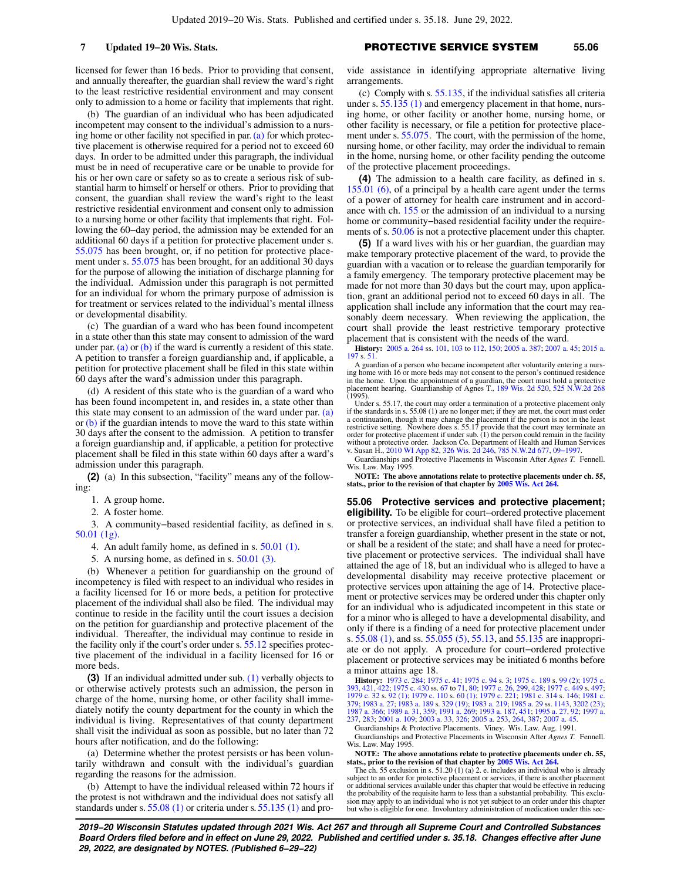licensed for fewer than 16 beds. Prior to providing that consent, and annually thereafter, the guardian shall review the ward's right to the least restrictive residential environment and may consent only to admission to a home or facility that implements that right.

(b) The guardian of an individual who has been adjudicated incompetent may consent to the individual's admission to a nursing home or other facility not specified in par. (a) for which protective placement is otherwise required for a period not to exceed 60 days. In order to be admitted under this paragraph, the individual must be in need of recuperative care or be unable to provide for his or her own care or safety so as to create a serious risk of substantial harm to himself or herself or others. Prior to providing that consent, the guardian shall review the ward's right to the least restrictive residential environment and consent only to admission to a nursing home or other facility that implements that right. Following the 60−day period, the admission may be extended for an additional 60 days if a petition for protective placement under s. 55.075 has been brought, or, if no petition for protective placement under s. 55.075 has been brought, for an additional 30 days for the purpose of allowing the initiation of discharge planning for the individual. Admission under this paragraph is not permitted for an individual for whom the primary purpose of admission is for treatment or services related to the individual's mental illness or developmental disability.

(c) The guardian of a ward who has been found incompetent in a state other than this state may consent to admission of the ward under par. (a) or (b) if the ward is currently a resident of this state. A petition to transfer a foreign guardianship and, if applicable, a petition for protective placement shall be filed in this state within 60 days after the ward's admission under this paragraph.

(d) A resident of this state who is the guardian of a ward who has been found incompetent in, and resides in, a state other than this state may consent to an admission of the ward under par. (a) or (b) if the guardian intends to move the ward to this state within 30 days after the consent to the admission. A petition to transfer a foreign guardianship and, if applicable, a petition for protective placement shall be filed in this state within 60 days after a ward's admission under this paragraph.

**(2)** (a) In this subsection, "facility" means any of the following:

1. A group home.

2. A foster home.

3. A community−based residential facility, as defined in s. 50.01 (1g).

4. An adult family home, as defined in s. 50.01 (1).

5. A nursing home, as defined in s. 50.01 (3).

(b) Whenever a petition for guardianship on the ground of incompetency is filed with respect to an individual who resides in a facility licensed for 16 or more beds, a petition for protective placement of the individual shall also be filed. The individual may continue to reside in the facility until the court issues a decision on the petition for guardianship and protective placement of the individual. Thereafter, the individual may continue to reside in the facility only if the court's order under s. 55.12 specifies protective placement of the individual in a facility licensed for 16 or more beds.

**(3)** If an individual admitted under sub. (1) verbally objects to or otherwise actively protests such an admission, the person in charge of the home, nursing home, or other facility shall immediately notify the county department for the county in which the individual is living. Representatives of that county department shall visit the individual as soon as possible, but no later than 72 hours after notification, and do the following:

(a) Determine whether the protest persists or has been voluntarily withdrawn and consult with the individual's guardian regarding the reasons for the admission.

(b) Attempt to have the individual released within 72 hours if the protest is not withdrawn and the individual does not satisfy all standards under s. 55.08 (1) or criteria under s. 55.135 (1) and provide assistance in identifying appropriate alternative living arrangements.

(c) Comply with s. 55.135, if the individual satisfies all criteria under s. 55.135 (1) and emergency placement in that home, nursing home, or other facility or another home, nursing home, or other facility is necessary, or file a petition for protective placement under s. 55.075. The court, with the permission of the home, nursing home, or other facility, may order the individual to remain in the home, nursing home, or other facility pending the outcome of the protective placement proceedings.

**(4)** The admission to a health care facility, as defined in s. 155.01 (6), of a principal by a health care agent under the terms of a power of attorney for health care instrument and in accordance with ch. 155 or the admission of an individual to a nursing home or community−based residential facility under the requirements of s. 50.06 is not a protective placement under this chapter.

**(5)** If a ward lives with his or her guardian, the guardian may make temporary protective placement of the ward, to provide the guardian with a vacation or to release the guardian temporarily for a family emergency. The temporary protective placement may be made for not more than 30 days but the court may, upon application, grant an additional period not to exceed 60 days in all. The application shall include any information that the court may reasonably deem necessary. When reviewing the application, the court shall provide the least restrictive temporary protective placement that is consistent with the needs of the ward.

**History:** 2005 a. 264 ss. 101, 103 to 112, 150; 2005 a. 387; 2007 a. 45; 2015 a. 197 s. 51.

A guardian of a person who became incompetent after voluntarily entering a nursing home with 16 or more beds may not consent to the person's continued residence in the home. Upon the appointment of a guardian, the court must hold a protective placement hearing. Guardianship of Agnes T., 189 Wis. 2d 520, 525 N.W.2d 268 (1995).

Under s. 55.17, the court may order a termination of a protective placement only if the standards in s. 55.08 (1) are no longer met; if they are met, the court must order a continuation, though it may change the placement if the person is not in the least restrictive setting. Nowhere does s. 55.17 provide that the court may terminate an order for protective placement if under sub. (1) the person could remain in the facility without a protective order. Jackson Co. Department of Health and Human Services v. Susan H., 2010 WI App 82, 326 Wis. 2d 246, 785 N.W.2d 677, 09−1997.

Guardianships and Protective Placements in Wisconsin After *Agnes T.* Fennell. Wis. Law. May 1995.

**NOTE: The above annotations relate to protective placements under ch. 55, stats., prior to the revision of that chapter by 2005 Wis. Act 264.**

## 55.06 Protective services and protective placement; eligibility.

To be eligible for court−ordered protective placement or protective services, an individual shall have filed a petition to transfer a foreign guardianship, whether present in the state or not, or shall be a resident of the state; and shall have a need for protective placement or protective services. The individual shall have attained the age of 18, but an individual who is alleged to have a developmental disability may receive protective placement or protective services upon attaining the age of 14. Protective placement or protective services may be ordered under this chapter only for an individual who is adjudicated incompetent in this state or for a minor who is alleged to have a developmental disability, and only if there is a finding of a need for protective placement under s. 55.08 (1), and ss. 55.055 (5), 55.13, and 55.135 are inappropriate or do not apply. A procedure for court−ordered protective placement or protective services may be initiated 6 months before a minor attains age 18.

**History:** 1973 c. 284; 1975 c. 41; 1975 c. 94 s. 3; 1975 c. 189 s. 99 (2); 1975 c. 393, 421, 422; 1975 c. 430 ss. 67 to 71, 80; 1977 c. 26, 299, 428; 1977 c. 449 s. 497; 1979 c. 32 s. 92 (1); 1979 c. 110 s. 60 (1); 1979 c. 221; 1981 c. 314 s. 146; 1981 c. 379; 1983 a. 27; 1983 a. 189 s. 329 (19); 1983 a. 219; 1985 a. 29 ss. 1143, 3202 (23); 1987 a. 366; 1989 a. 31, 359; 1991 a. 269; 1993 a. 187, 451; 1995 a. 27, 92; 1997 a. 237, 283; 2001 a. 109; 2003 a. 33, 326; 2005 a. 253, 264, 387; 2007 a. 45.

Guardianships & Protective Placements. Viney. Wis. Law. Aug. 1991.

Guardianships and Protective Placements in Wisconsin After *Agnes T.* Fennell. Wis. Law. May 1995.

**NOTE: The above annotations relate to protective placements under ch. 55, stats., prior to the revision of that chapter by 2005 Wis. Act 264.**

The ch. 55 exclusion in s. 51.20 (1) (a) 2. e. includes an individual who is already subject to an order for protective placement or services, if there is another placement or additional services available under this chapter that would be effective in reducing the probability of the requisite harm to less than a substantial probability. This exclusion may apply to an individual who is not yet subject to an order under this chapter but who is eligible for one. Involuntary administration of medication under this sec-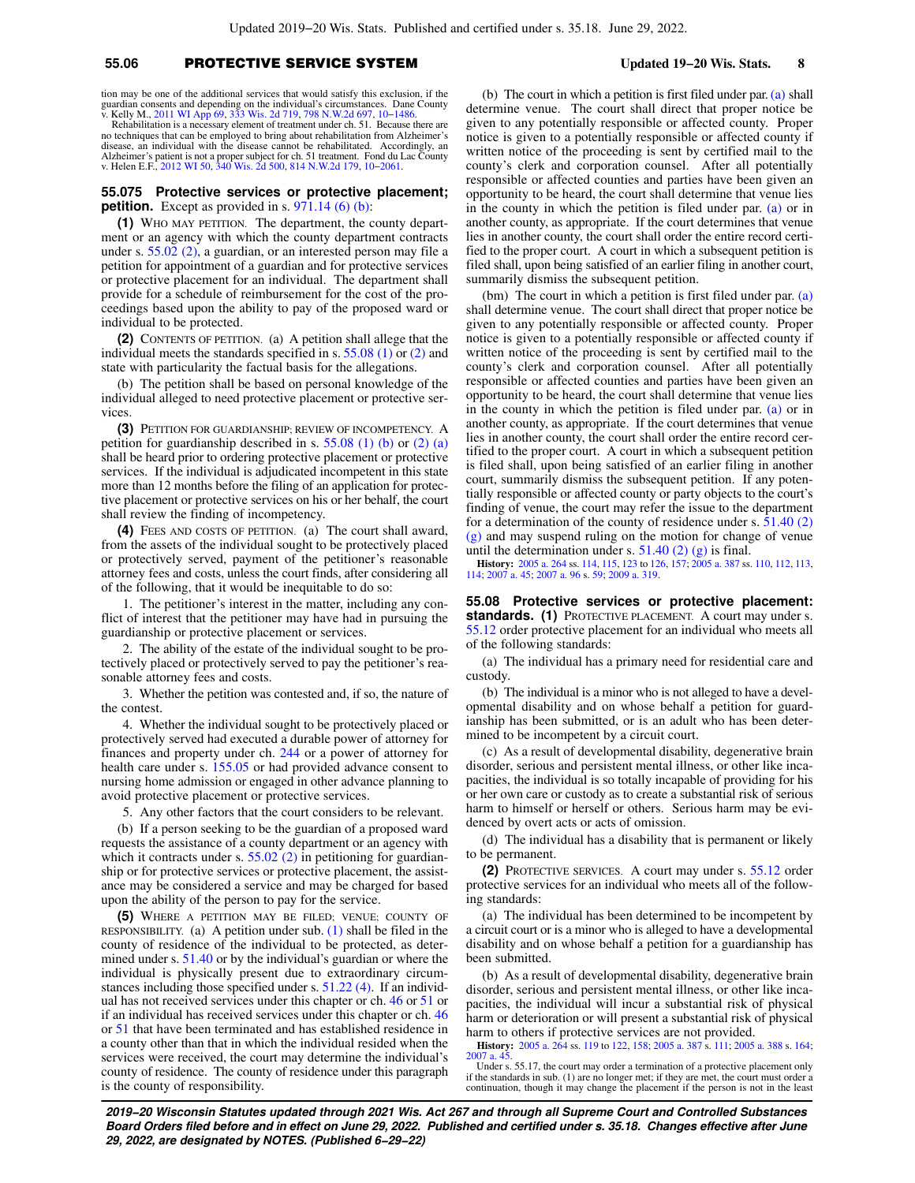tion may be one of the additional services that would satisfy this exclusion, if the guardian consents and depending on the individual's circumstances. Dane County v. Kelly M., 2011 WI App 69, 333 Wis. 2d 719, 798 N.W.2d 697, 10−1486.

Rehabilitation is a necessary element of treatment under ch. 51. Because there are no techniques that can be employed to bring about rehabilitation from Alzheimer's disease, an individual with the disease cannot be rehabilitated. Accordingly, an Alzheimer's patient is not a proper subject for ch. 51 treatment. Fond du Lac County v. Helen E.F., 2012 WI 50, 340 Wis. 2d 500, 814 N.W.2d 179, 10−2061.

**55.075 Protective services or protective placement; petition.** Except as provided in s. 971.14 (6) (b):

**(1)** WHO MAY PETITION. The department, the county department or an agency with which the county department contracts under s. 55.02 (2), a guardian, or an interested person may file a petition for appointment of a guardian and for protective services or protective placement for an individual. The department shall provide for a schedule of reimbursement for the cost of the proceedings based upon the ability to pay of the proposed ward or individual to be protected.

**(2)** CONTENTS OF PETITION. (a) A petition shall allege that the individual meets the standards specified in s. 55.08 (1) or (2) and state with particularity the factual basis for the allegations.

(b) The petition shall be based on personal knowledge of the individual alleged to need protective placement or protective services.

**(3)** PETITION FOR GUARDIANSHIP; REVIEW OF INCOMPETENCY. A petition for guardianship described in s. 55.08 (1) (b) or (2) (a) shall be heard prior to ordering protective placement or protective services. If the individual is adjudicated incompetent in this state more than 12 months before the filing of an application for protective placement or protective services on his or her behalf, the court shall review the finding of incompetency.

**(4)** FEES AND COSTS OF PETITION. (a) The court shall award, from the assets of the individual sought to be protectively placed or protectively served, payment of the petitioner's reasonable attorney fees and costs, unless the court finds, after considering all of the following, that it would be inequitable to do so:

1. The petitioner's interest in the matter, including any conflict of interest that the petitioner may have had in pursuing the guardianship or protective placement or services.

2. The ability of the estate of the individual sought to be protectively placed or protectively served to pay the petitioner's reasonable attorney fees and costs.

3. Whether the petition was contested and, if so, the nature of the contest.

4. Whether the individual sought to be protectively placed or protectively served had executed a durable power of attorney for finances and property under ch. 244 or a power of attorney for health care under s. 155.05 or had provided advance consent to nursing home admission or engaged in other advance planning to avoid protective placement or protective services.

5. Any other factors that the court considers to be relevant.

(b) If a person seeking to be the guardian of a proposed ward requests the assistance of a county department or an agency with which it contracts under s. 55.02 (2) in petitioning for guardianship or for protective services or protective placement, the assistance may be considered a service and may be charged for based upon the ability of the person to pay for the service.

**(5)** WHERE A PETITION MAY BE FILED; VENUE; COUNTY OF RESPONSIBILITY. (a) A petition under sub. (1) shall be filed in the county of residence of the individual to be protected, as determined under s. 51.40 or by the individual's guardian or where the individual is physically present due to extraordinary circumstances including those specified under s. 51.22 (4). If an individual has not received services under this chapter or ch. 46 or 51 or if an individual has received services under this chapter or ch. 46 or 51 that have been terminated and has established residence in a county other than that in which the individual resided when the services were received, the court may determine the individual's county of residence. The county of residence under this paragraph is the county of responsibility.

(b) The court in which a petition is first filed under par. (a) shall determine venue. The court shall direct that proper notice be given to any potentially responsible or affected county. Proper notice is given to a potentially responsible or affected county if written notice of the proceeding is sent by certified mail to the county's clerk and corporation counsel. After all potentially responsible or affected counties and parties have been given an opportunity to be heard, the court shall determine that venue lies in the county in which the petition is filed under par. (a) or in another county, as appropriate. If the court determines that venue lies in another county, the court shall order the entire record certified to the proper court. A court in which a subsequent petition is filed shall, upon being satisfied of an earlier filing in another court, summarily dismiss the subsequent petition.

(bm) The court in which a petition is first filed under par. (a) shall determine venue. The court shall direct that proper notice be given to any potentially responsible or affected county. Proper notice is given to a potentially responsible or affected county if written notice of the proceeding is sent by certified mail to the county's clerk and corporation counsel. After all potentially responsible or affected counties and parties have been given an opportunity to be heard, the court shall determine that venue lies in the county in which the petition is filed under par. (a) or in another county, as appropriate. If the court determines that venue lies in another county, the court shall order the entire record certified to the proper court. A court in which a subsequent petition is filed shall, upon being satisfied of an earlier filing in another court, summarily dismiss the subsequent petition. If any potentially responsible or affected county or party objects to the court's finding of venue, the court may refer the issue to the department for a determination of the county of residence under s. 51.40 (2) (g) and may suspend ruling on the motion for change of venue until the determination under s. 51.40 (2) (g) is final.

**History:** 2005 a. 264 ss. 114, 115, 123 to 126, 157; 2005 a. 387 ss. 110, 112, 113, 114; 2007 a. 45; 2007 a. 96 s. 59; 2009 a. 319.

**55.08 Protective services or protective placement: standards.** **(1)** PROTECTIVE PLACEMENT. A court may under s. 55.12 order protective placement for an individual who meets all of the following standards:

(a) The individual has a primary need for residential care and custody.

(b) The individual is a minor who is not alleged to have a developmental disability and on whose behalf a petition for guardianship has been submitted, or is an adult who has been determined to be incompetent by a circuit court.

(c) As a result of developmental disability, degenerative brain disorder, serious and persistent mental illness, or other like incapacities, the individual is so totally incapable of providing for his or her own care or custody as to create a substantial risk of serious harm to himself or herself or others. Serious harm may be evidenced by overt acts or acts of omission.

(d) The individual has a disability that is permanent or likely to be permanent.

**(2)** PROTECTIVE SERVICES. A court may under s. 55.12 order protective services for an individual who meets all of the following standards:

(a) The individual has been determined to be incompetent by a circuit court or is a minor who is alleged to have a developmental disability and on whose behalf a petition for a guardianship has been submitted.

(b) As a result of developmental disability, degenerative brain disorder, serious and persistent mental illness, or other like incapacities, the individual will incur a substantial risk of physical harm or deterioration or will present a substantial risk of physical harm to others if protective services are not provided.

**History:** 2005 a. 264 ss. 119 to 122, 158; 2005 a. 387 s. 111; 2005 a. 388 s. 164; 2007 a. 45.

Under s. 55.17, the court may order a termination of a protective placement only if the standards in sub. (1) are no longer met; if they are met, the court must order a continuation, though it may change the placement if the person is not in the least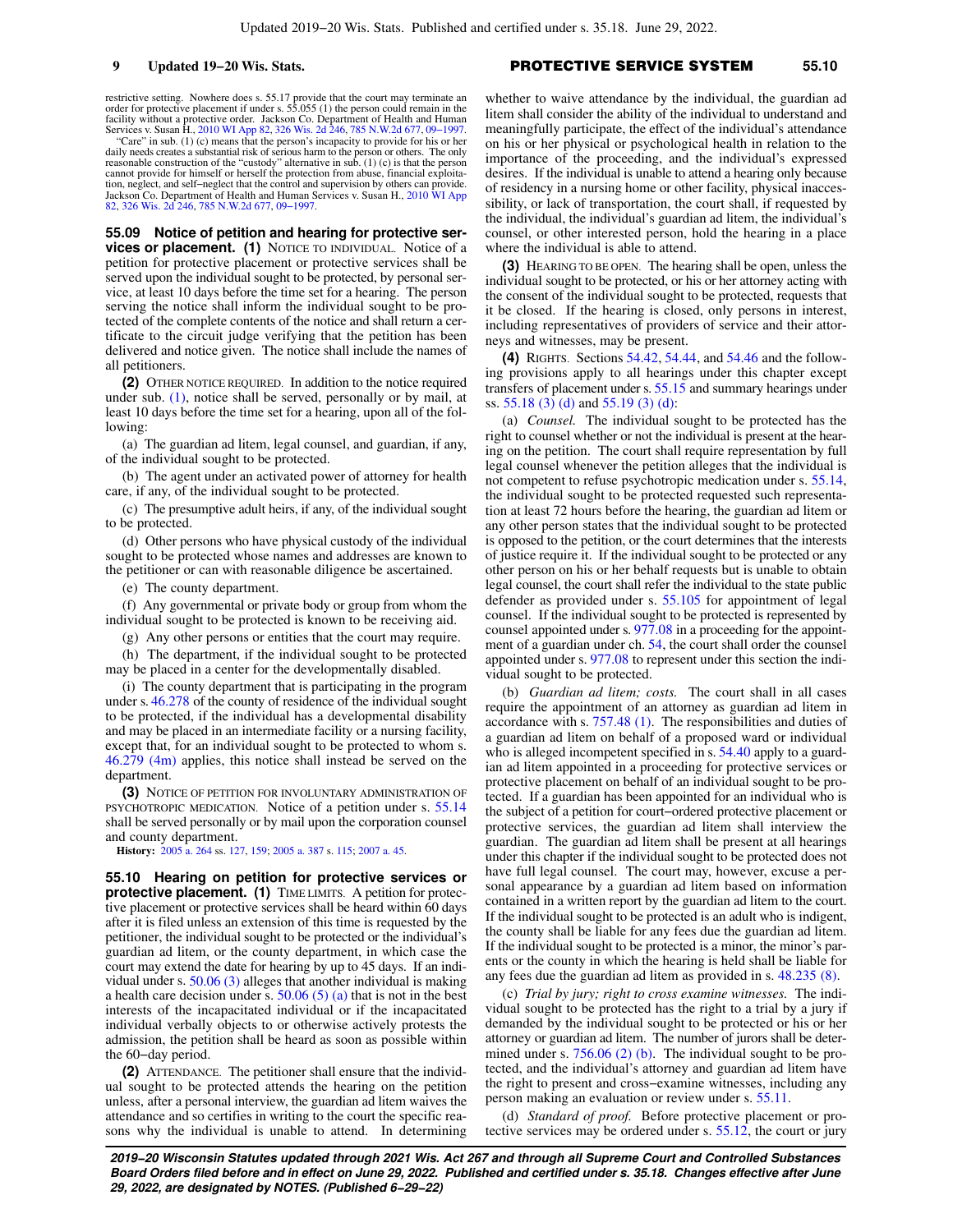restrictive setting. Nowhere does s. 55.17 provide that the court may terminate an order for protective placement if under s. 55.055 (1) the person could remain in the facility without a protective order. Jackson Co. Department of Health and Human Services v. Susan H., 2010 WI App 82, 326 Wis. 2d 246, 785 N.W.2d 677, 09−1997.

"Care" in sub. (1) (c) means that the person's incapacity to provide for his or her daily needs creates a substantial risk of serious harm to the person or others. The only reasonable construction of the "custody" alternative in sub. (1) (c) is that the person cannot provide for himself or herself the protection from abuse, financial exploitation, neglect, and self−neglect that the control and supervision by others can provide. Jackson Co. Department of Health and Human Services v. Susan H., 2010 WI App 82, 326 Wis. 2d 246, 785 N.W.2d 677, 09−1997.

**55.09 Notice of petition and hearing for protective services or placement. (1)** NOTICE TO INDIVIDUAL. Notice of a petition for protective placement or protective services shall be served upon the individual sought to be protected, by personal service, at least 10 days before the time set for a hearing. The person serving the notice shall inform the individual sought to be protected of the complete contents of the notice and shall return a certificate to the circuit judge verifying that the petition has been delivered and notice given. The notice shall include the names of all petitioners.

**(2)** OTHER NOTICE REQUIRED. In addition to the notice required under sub. (1), notice shall be served, personally or by mail, at least 10 days before the time set for a hearing, upon all of the following:

(a) The guardian ad litem, legal counsel, and guardian, if any, of the individual sought to be protected.

(b) The agent under an activated power of attorney for health care, if any, of the individual sought to be protected.

(c) The presumptive adult heirs, if any, of the individual sought to be protected.

(d) Other persons who have physical custody of the individual sought to be protected whose names and addresses are known to the petitioner or can with reasonable diligence be ascertained.

(e) The county department.

(f) Any governmental or private body or group from whom the individual sought to be protected is known to be receiving aid.

(g) Any other persons or entities that the court may require.

(h) The department, if the individual sought to be protected may be placed in a center for the developmentally disabled.

(i) The county department that is participating in the program under s. 46.278 of the county of residence of the individual sought to be protected, if the individual has a developmental disability and may be placed in an intermediate facility or a nursing facility, except that, for an individual sought to be protected to whom s. 46.279 (4m) applies, this notice shall instead be served on the department.

**(3)** NOTICE OF PETITION FOR INVOLUNTARY ADMINISTRATION OF PSYCHOTROPIC MEDICATION. Notice of a petition under s. 55.14 shall be served personally or by mail upon the corporation counsel and county department.

**History:** 2005 a. 264 ss. 127, 159; 2005 a. 387 s. 115; 2007 a. 45.

**55.10 Hearing on petition for protective services or protective placement. (1)** TIME LIMITS. A petition for protective placement or protective services shall be heard within 60 days after it is filed unless an extension of this time is requested by the petitioner, the individual sought to be protected or the individual's guardian ad litem, or the county department, in which case the court may extend the date for hearing by up to 45 days. If an individual under s. 50.06 (3) alleges that another individual is making a health care decision under s. 50.06 (5) (a) that is not in the best interests of the incapacitated individual or if the incapacitated individual verbally objects to or otherwise actively protests the admission, the petition shall be heard as soon as possible within the 60−day period.

**(2)** ATTENDANCE. The petitioner shall ensure that the individual sought to be protected attends the hearing on the petition unless, after a personal interview, the guardian ad litem waives the attendance and so certifies in writing to the court the specific reasons why the individual is unable to attend. In determining whether to waive attendance by the individual, the guardian ad litem shall consider the ability of the individual to understand and meaningfully participate, the effect of the individual's attendance on his or her physical or psychological health in relation to the importance of the proceeding, and the individual's expressed desires. If the individual is unable to attend a hearing only because of residency in a nursing home or other facility, physical inaccessibility, or lack of transportation, the court shall, if requested by the individual, the individual's guardian ad litem, the individual's counsel, or other interested person, hold the hearing in a place where the individual is able to attend.

**(3)** HEARING TO BE OPEN. The hearing shall be open, unless the individual sought to be protected, or his or her attorney acting with the consent of the individual sought to be protected, requests that it be closed. If the hearing is closed, only persons in interest, including representatives of providers of service and their attorneys and witnesses, may be present.

**(4)** RIGHTS. Sections 54.42, 54.44, and 54.46 and the following provisions apply to all hearings under this chapter except transfers of placement under s. 55.15 and summary hearings under ss. 55.18 (3) (d) and 55.19 (3) (d):

(a) *Counsel.* The individual sought to be protected has the right to counsel whether or not the individual is present at the hearing on the petition. The court shall require representation by full legal counsel whenever the petition alleges that the individual is not competent to refuse psychotropic medication under s. 55.14, the individual sought to be protected requested such representation at least 72 hours before the hearing, the guardian ad litem or any other person states that the individual sought to be protected is opposed to the petition, or the court determines that the interests of justice require it. If the individual sought to be protected or any other person on his or her behalf requests but is unable to obtain legal counsel, the court shall refer the individual to the state public defender as provided under s. 55.105 for appointment of legal counsel. If the individual sought to be protected is represented by counsel appointed under s. 977.08 in a proceeding for the appointment of a guardian under ch. 54, the court shall order the counsel appointed under s. 977.08 to represent under this section the individual sought to be protected.

(b) *Guardian ad litem; costs.* The court shall in all cases require the appointment of an attorney as guardian ad litem in accordance with s. 757.48 (1). The responsibilities and duties of a guardian ad litem on behalf of a proposed ward or individual who is alleged incompetent specified in s. 54.40 apply to a guardian ad litem appointed in a proceeding for protective services or protective placement on behalf of an individual sought to be protected. If a guardian has been appointed for an individual who is the subject of a petition for court−ordered protective placement or protective services, the guardian ad litem shall interview the guardian. The guardian ad litem shall be present at all hearings under this chapter if the individual sought to be protected does not have full legal counsel. The court may, however, excuse a personal appearance by a guardian ad litem based on information contained in a written report by the guardian ad litem to the court. If the individual sought to be protected is an adult who is indigent, the county shall be liable for any fees due the guardian ad litem. If the individual sought to be protected is a minor, the minor's parents or the county in which the hearing is held shall be liable for any fees due the guardian ad litem as provided in s. 48.235 (8).

(c) *Trial by jury; right to cross examine witnesses.* The individual sought to be protected has the right to a trial by a jury if demanded by the individual sought to be protected or his or her attorney or guardian ad litem. The number of jurors shall be determined under s. 756.06 (2) (b). The individual sought to be protected, and the individual's attorney and guardian ad litem have the right to present and cross−examine witnesses, including any person making an evaluation or review under s. 55.11.

(d) *Standard of proof.* Before protective placement or protective services may be ordered under s. 55.12, the court or jury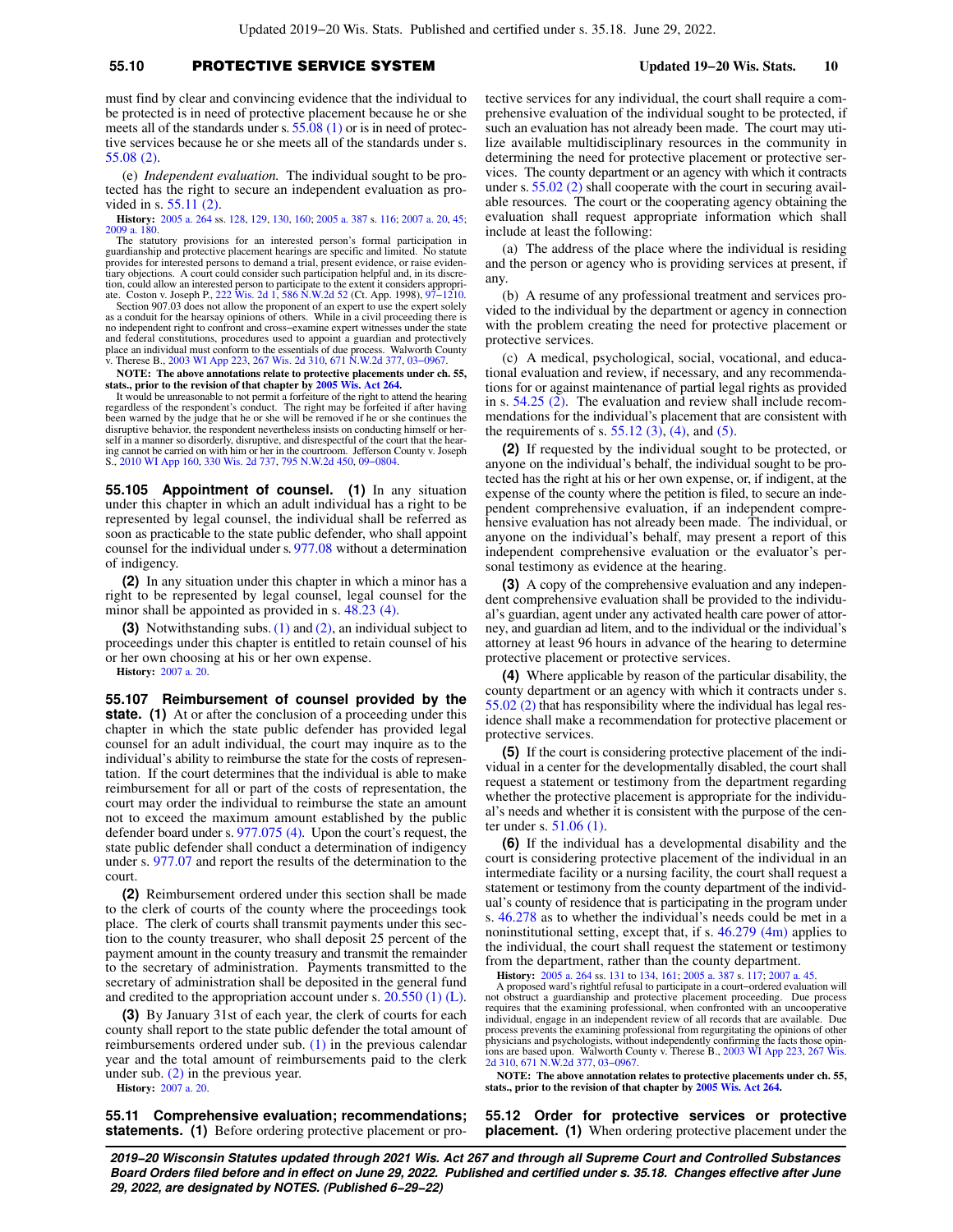must find by clear and convincing evidence that the individual to be protected is in need of protective placement because he or she meets all of the standards under s. 55.08 (1) or is in need of protective services because he or she meets all of the standards under s. 55.08 (2).

(e) *Independent evaluation.* The individual sought to be protected has the right to secure an independent evaluation as provided in s. 55.11 (2).

**History:** 2005 a. 264 ss. 128, 129, 130, 160; 2005 a. 387 s. 116; 2007 a. 20, 45; 2009 a. 180.

The statutory provisions for an interested person's formal participation in guardianship and protective placement hearings are specific and limited. No statute provides for interested persons to demand a trial, present evidence, or raise evidentiary objections. A court could consider such participation helpful and, in its discretion, could allow an interested person to participate to the extent it considers appropriate. Coston v. Joseph P., 222 Wis. 2d 1, 586 N.W.2d 52 (Ct. App. 1998), 97−1210.

Section 907.03 does not allow the proponent of an expert to use the expert solely as a conduit for the hearsay opinions of others. While in a civil proceeding there is no independent right to confront and cross−examine expert witnesses under the state and federal constitutions, procedures used to appoint a guardian and protectively place an individual must conform to the essentials of due process. Walworth County v. Therese B., 2003 WI App 223, 267 Wis. 2d 310, 671 N.W.2d 377, 03−0967.

**NOTE: The above annotations relate to protective placements under ch. 55, stats., prior to the revision of that chapter by 2005 Wis. Act 264.**

It would be unreasonable to not permit a forfeiture of the right to attend the hearing regardless of the respondent's conduct. The right may be forfeited if after having been warned by the judge that he or she will be removed if he or she continues the disruptive behavior, the respondent nevertheless insists on conducting himself or herself in a manner so disorderly, disruptive, and disrespectful of the court that the hearing cannot be carried on with him or her in the courtroom. Jefferson County v. Joseph S., 2010 WI App 160, 330 Wis. 2d 737, 795 N.W.2d 450, 09−0804.

**55.105 Appointment of counsel. (1)** In any situation under this chapter in which an adult individual has a right to be represented by legal counsel, the individual shall be referred as soon as practicable to the state public defender, who shall appoint counsel for the individual under s. 977.08 without a determination of indigency.

**(2)** In any situation under this chapter in which a minor has a right to be represented by legal counsel, legal counsel for the minor shall be appointed as provided in s. 48.23 (4).

**(3)** Notwithstanding subs. (1) and (2), an individual subject to proceedings under this chapter is entitled to retain counsel of his or her own choosing at his or her own expense.

**History:** 2007 a. 20.

**55.107 Reimbursement of counsel provided by the state. (1)** At or after the conclusion of a proceeding under this chapter in which the state public defender has provided legal counsel for an adult individual, the court may inquire as to the individual's ability to reimburse the state for the costs of representation. If the court determines that the individual is able to make reimbursement for all or part of the costs of representation, the court may order the individual to reimburse the state an amount not to exceed the maximum amount established by the public defender board under s. 977.075 (4). Upon the court's request, the state public defender shall conduct a determination of indigency under s. 977.07 and report the results of the determination to the court.

**(2)** Reimbursement ordered under this section shall be made to the clerk of courts of the county where the proceedings took place. The clerk of courts shall transmit payments under this section to the county treasurer, who shall deposit 25 percent of the payment amount in the county treasury and transmit the remainder to the secretary of administration. Payments transmitted to the secretary of administration shall be deposited in the general fund and credited to the appropriation account under s. 20.550 (1) (L).

**(3)** By January 31st of each year, the clerk of courts for each county shall report to the state public defender the total amount of reimbursements ordered under sub. (1) in the previous calendar year and the total amount of reimbursements paid to the clerk under sub. (2) in the previous year.

**History:** 2007 a. 20.

**55.11 Comprehensive evaluation; recommendations; statements. (1)** Before ordering protective placement or protective services for any individual, the court shall require a comprehensive evaluation of the individual sought to be protected, if such an evaluation has not already been made. The court may utilize available multidisciplinary resources in the community in determining the need for protective placement or protective services. The county department or an agency with which it contracts under s. 55.02 (2) shall cooperate with the court in securing available resources. The court or the cooperating agency obtaining the evaluation shall request appropriate information which shall include at least the following:

(a) The address of the place where the individual is residing and the person or agency who is providing services at present, if any.

(b) A resume of any professional treatment and services provided to the individual by the department or agency in connection with the problem creating the need for protective placement or protective services.

(c) A medical, psychological, social, vocational, and educational evaluation and review, if necessary, and any recommendations for or against maintenance of partial legal rights as provided in s. 54.25 (2). The evaluation and review shall include recommendations for the individual's placement that are consistent with the requirements of s. 55.12 (3), (4), and (5).

**(2)** If requested by the individual sought to be protected, or anyone on the individual's behalf, the individual sought to be protected has the right at his or her own expense, or, if indigent, at the expense of the county where the petition is filed, to secure an independent comprehensive evaluation, if an independent comprehensive evaluation has not already been made. The individual, or anyone on the individual's behalf, may present a report of this independent comprehensive evaluation or the evaluator's personal testimony as evidence at the hearing.

**(3)** A copy of the comprehensive evaluation and any independent comprehensive evaluation shall be provided to the individual's guardian, agent under any activated health care power of attorney, and guardian ad litem, and to the individual or the individual's attorney at least 96 hours in advance of the hearing to determine protective placement or protective services.

**(4)** Where applicable by reason of the particular disability, the county department or an agency with which it contracts under s. 55.02 (2) that has responsibility where the individual has legal residence shall make a recommendation for protective placement or protective services.

**(5)** If the court is considering protective placement of the individual in a center for the developmentally disabled, the court shall request a statement or testimony from the department regarding whether the protective placement is appropriate for the individual's needs and whether it is consistent with the purpose of the center under s. 51.06 (1).

**(6)** If the individual has a developmental disability and the court is considering protective placement of the individual in an intermediate facility or a nursing facility, the court shall request a statement or testimony from the county department of the individual's county of residence that is participating in the program under s. 46.278 as to whether the individual's needs could be met in a noninstitutional setting, except that, if s. 46.279 (4m) applies to the individual, the court shall request the statement or testimony from the department, rather than the county department.

**History:** 2005 a. 264 ss. 131 to 134, 161; 2005 a. 387 s. 117; 2007 a. 45.

A proposed ward's rightful refusal to participate in a court−ordered evaluation will not obstruct a guardianship and protective placement proceeding. Due process requires that the examining professional, when confronted with an uncooperative individual, engage in an independent review of all records that are available. Due process prevents the examining professional from regurgitating the opinions of other physicians and psychologists, without independently confirming the facts those opinions are based upon. Walworth County v. Therese B., 2003 WI App 223, 267 Wis. 2d 310, 671 N.W.2d 377, 03−0967.

**NOTE: The above annotation relates to protective placements under ch. 55, stats., prior to the revision of that chapter by 2005 Wis. Act 264.**

**55.12 Order for protective services or protective placement. (1)** When ordering protective placement under the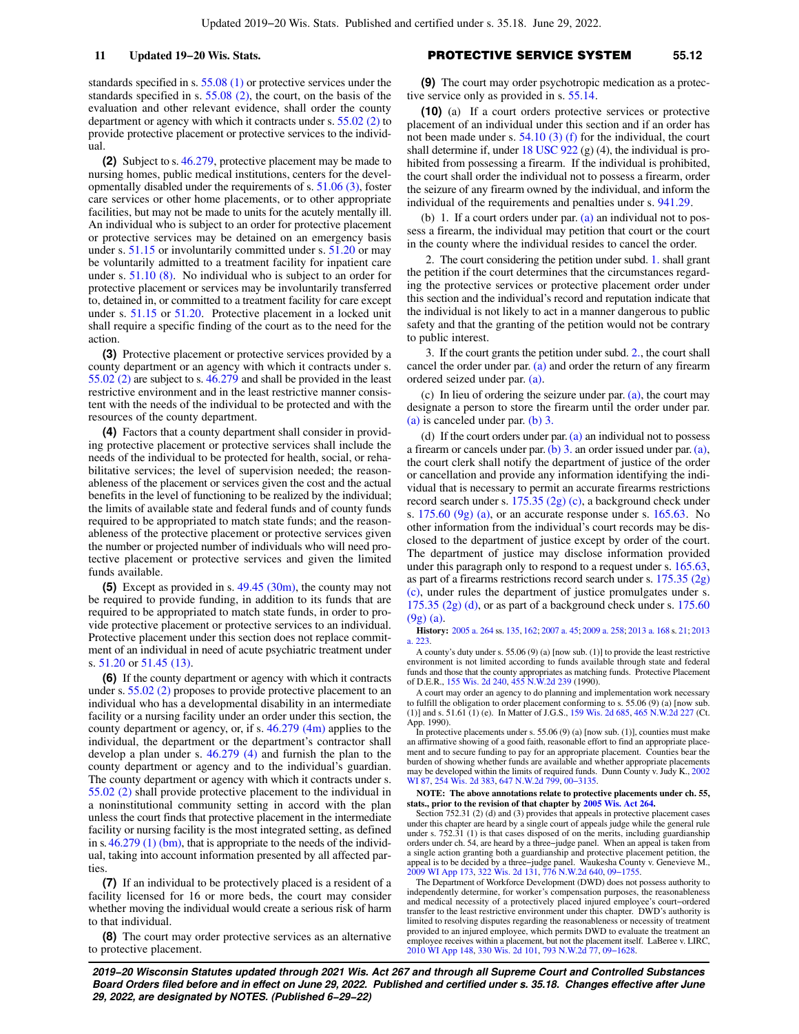standards specified in s. 55.08 (1) or protective services under the standards specified in s. 55.08 (2), the court, on the basis of the evaluation and other relevant evidence, shall order the county department or agency with which it contracts under s. 55.02 (2) to provide protective placement or protective services to the individual.

**(2)** Subject to s. 46.279, protective placement may be made to nursing homes, public medical institutions, centers for the developmentally disabled under the requirements of s. 51.06 (3), foster care services or other home placements, or to other appropriate facilities, but may not be made to units for the acutely mentally ill. An individual who is subject to an order for protective placement or protective services may be detained on an emergency basis under s. 51.15 or involuntarily committed under s. 51.20 or may be voluntarily admitted to a treatment facility for inpatient care under s. 51.10 (8). No individual who is subject to an order for protective placement or services may be involuntarily transferred to, detained in, or committed to a treatment facility for care except under s. 51.15 or 51.20. Protective placement in a locked unit shall require a specific finding of the court as to the need for the action.

**(3)** Protective placement or protective services provided by a county department or an agency with which it contracts under s. 55.02 (2) are subject to s. 46.279 and shall be provided in the least restrictive environment and in the least restrictive manner consistent with the needs of the individual to be protected and with the resources of the county department.

**(4)** Factors that a county department shall consider in providing protective placement or protective services shall include the needs of the individual to be protected for health, social, or rehabilitative services; the level of supervision needed; the reasonableness of the placement or services given the cost and the actual benefits in the level of functioning to be realized by the individual; the limits of available state and federal funds and of county funds required to be appropriated to match state funds; and the reasonableness of the protective placement or protective services given the number or projected number of individuals who will need protective placement or protective services and given the limited funds available.

**(5)** Except as provided in s. 49.45 (30m), the county may not be required to provide funding, in addition to its funds that are required to be appropriated to match state funds, in order to provide protective placement or protective services to an individual. Protective placement under this section does not replace commitment of an individual in need of acute psychiatric treatment under s. 51.20 or 51.45 (13).

**(6)** If the county department or agency with which it contracts under s. 55.02 (2) proposes to provide protective placement to an individual who has a developmental disability in an intermediate facility or a nursing facility under an order under this section, the county department or agency, or, if s. 46.279 (4m) applies to the individual, the department or the department's contractor shall develop a plan under s. 46.279 (4) and furnish the plan to the county department or agency and to the individual's guardian. The county department or agency with which it contracts under s. 55.02 (2) shall provide protective placement to the individual in a noninstitutional community setting in accord with the plan unless the court finds that protective placement in the intermediate facility or nursing facility is the most integrated setting, as defined in s. 46.279 (1) (bm), that is appropriate to the needs of the individual, taking into account information presented by all affected parties.

**(7)** If an individual to be protectively placed is a resident of a facility licensed for 16 or more beds, the court may consider whether moving the individual would create a serious risk of harm to that individual.

**(8)** The court may order protective services as an alternative to protective placement.

**(9)** The court may order psychotropic medication as a protective service only as provided in s. 55.14.

**(10)** (a) If a court orders protective services or protective placement of an individual under this section and if an order has not been made under s. 54.10 (3) (f) for the individual, the court shall determine if, under 18 USC 922 (g) (4), the individual is prohibited from possessing a firearm. If the individual is prohibited, the court shall order the individual not to possess a firearm, order the seizure of any firearm owned by the individual, and inform the individual of the requirements and penalties under s. 941.29.

(b) 1. If a court orders under par. (a) an individual not to possess a firearm, the individual may petition that court or the court in the county where the individual resides to cancel the order.

2. The court considering the petition under subd. 1. shall grant the petition if the court determines that the circumstances regarding the protective services or protective placement order under this section and the individual's record and reputation indicate that the individual is not likely to act in a manner dangerous to public safety and that the granting of the petition would not be contrary to public interest.

3. If the court grants the petition under subd. 2., the court shall cancel the order under par. (a) and order the return of any firearm ordered seized under par. (a).

(c) In lieu of ordering the seizure under par. (a), the court may designate a person to store the firearm until the order under par. (a) is canceled under par. (b) 3.

(d) If the court orders under par. (a) an individual not to possess a firearm or cancels under par. (b) 3. an order issued under par. (a), the court clerk shall notify the department of justice of the order or cancellation and provide any information identifying the individual that is necessary to permit an accurate firearms restrictions record search under s. 175.35 (2g) (c), a background check under s. 175.60 (9g) (a), or an accurate response under s. 165.63. No other information from the individual's court records may be disclosed to the department of justice except by order of the court. The department of justice may disclose information provided under this paragraph only to respond to a request under s. 165.63, as part of a firearms restrictions record search under s. 175.35 (2g) (c), under rules the department of justice promulgates under s. 175.35 (2g) (d), or as part of a background check under s. 175.60 (9g) (a).

**History:** 2005 a. 264 ss. 135, 162; 2007 a. 45; 2009 a. 258; 2013 a. 168 s. 21; 2013 a. 223.

A county's duty under s. 55.06 (9) (a) [now sub. (1)] to provide the least restrictive environment is not limited according to funds available through state and federal funds and those that the county appropriates as matching funds. Protective Placement of D.E.R., 155 Wis. 2d 240, 455 N.W.2d 239 (1990).

A court may order an agency to do planning and implementation work necessary to fulfill the obligation to order placement conforming to s. 55.06 (9) (a) [now sub. (1)] and s. 51.61 (1) (e). In Matter of J.G.S., 159 Wis. 2d 685, 465 N.W.2d 227 (Ct. App. 1990).

In protective placements under s. 55.06 (9) (a) [now sub. (1)], counties must make an affirmative showing of a good faith, reasonable effort to find an appropriate placement and to secure funding to pay for an appropriate placement. Counties bear the burden of showing whether funds are available and whether appropriate placements may be developed within the limits of required funds. Dunn County v. Judy K., 2002 WI 87, 254 Wis. 2d 383, 647 N.W.2d 799, 00–3135.

**NOTE: The above annotations relate to protective placements under ch. 55, stats., prior to the revision of that chapter by 2005 Wis. Act 264.**

Section 752.31 (2) (d) and (3) provides that appeals in protective placement cases under this chapter are heard by a single court of appeals judge while the general rule under s. 752.31 (1) is that cases disposed of on the merits, including guardianship orders under ch. 54, are heard by a three–judge panel. When an appeal is taken from a single action granting both a guardianship and protective placement petition, the appeal is to be decided by a three–judge panel. Waukesha County v. Genevieve M., 2009 WI App 173, 322 Wis. 2d 131, 776 N.W.2d 640, 09–1755.

The Department of Workforce Development (DWD) does not possess authority to independently determine, for worker's compensation purposes, the reasonableness and medical necessity of a protectively placed injured employee's court–ordered transfer to the least restrictive environment under this chapter. DWD's authority is limited to resolving disputes regarding the reasonableness or necessity of treatment provided to an injured employee, which permits DWD to evaluate the treatment an employee receives within a placement, but not the placement itself. LaBeree v. LIRC, 2010 WI App 148, 330 Wis. 2d 101, 793 N.W.2d 77, 09–1628.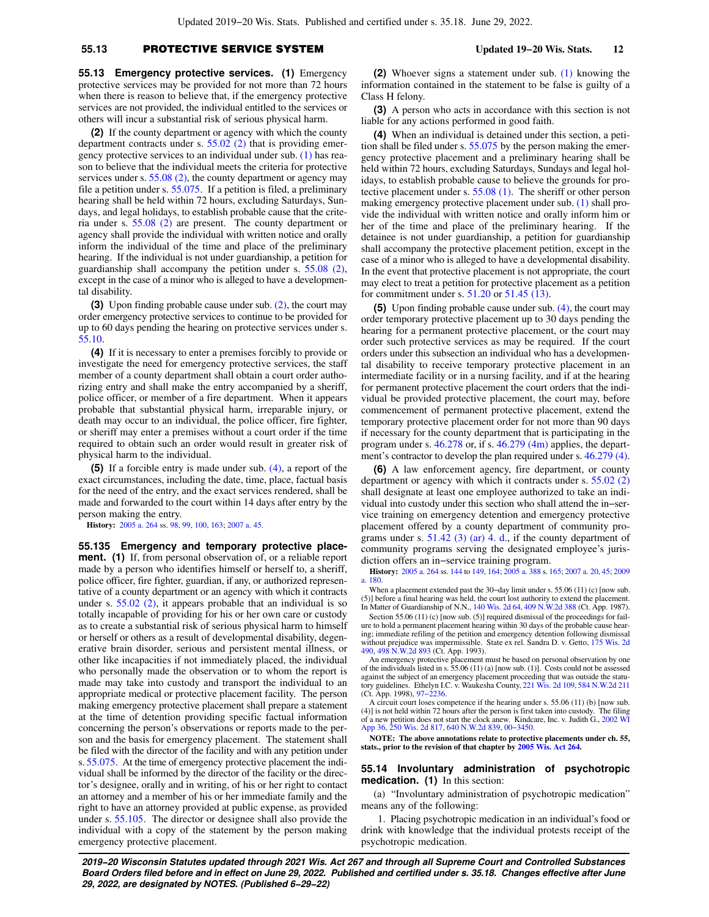**55.13 Emergency protective services. (1)** Emergency protective services may be provided for not more than 72 hours when there is reason to believe that, if the emergency protective services are not provided, the individual entitled to the services or others will incur a substantial risk of serious physical harm.

**(2)** If the county department or agency with which the county department contracts under s. 55.02 (2) that is providing emergency protective services to an individual under sub. (1) has reason to believe that the individual meets the criteria for protective services under s. 55.08 (2), the county department or agency may file a petition under s. 55.075. If a petition is filed, a preliminary hearing shall be held within 72 hours, excluding Saturdays, Sundays, and legal holidays, to establish probable cause that the criteria under s. 55.08 (2) are present. The county department or agency shall provide the individual with written notice and orally inform the individual of the time and place of the preliminary hearing. If the individual is not under guardianship, a petition for guardianship shall accompany the petition under s. 55.08 (2), except in the case of a minor who is alleged to have a developmental disability.

**(3)** Upon finding probable cause under sub. (2), the court may order emergency protective services to continue to be provided for up to 60 days pending the hearing on protective services under s. 55.10.

**(4)** If it is necessary to enter a premises forcibly to provide or investigate the need for emergency protective services, the staff member of a county department shall obtain a court order authorizing entry and shall make the entry accompanied by a sheriff, police officer, or member of a fire department. When it appears probable that substantial physical harm, irreparable injury, or death may occur to an individual, the police officer, fire fighter, or sheriff may enter a premises without a court order if the time required to obtain such an order would result in greater risk of physical harm to the individual.

**(5)** If a forcible entry is made under sub. (4), a report of the exact circumstances, including the date, time, place, factual basis for the need of the entry, and the exact services rendered, shall be made and forwarded to the court within 14 days after entry by the person making the entry.

**History:** 2005 a. 264 ss. 98, 99, 100, 163; 2007 a. 45.

**55.135 Emergency and temporary protective placement. (1)** If, from personal observation of, or a reliable report made by a person who identifies himself or herself to, a sheriff, police officer, fire fighter, guardian, if any, or authorized representative of a county department or an agency with which it contracts under s. 55.02 (2), it appears probable that an individual is so totally incapable of providing for his or her own care or custody as to create a substantial risk of serious physical harm to himself or herself or others as a result of developmental disability, degenerative brain disorder, serious and persistent mental illness, or other like incapacities if not immediately placed, the individual who personally made the observation or to whom the report is made may take into custody and transport the individual to an appropriate medical or protective placement facility. The person making emergency protective placement shall prepare a statement at the time of detention providing specific factual information concerning the person's observations or reports made to the person and the basis for emergency placement. The statement shall be filed with the director of the facility and with any petition under s. 55.075. At the time of emergency protective placement the individual shall be informed by the director of the facility or the director's designee, orally and in writing, of his or her right to contact an attorney and a member of his or her immediate family and the right to have an attorney provided at public expense, as provided under s. 55.105. The director or designee shall also provide the individual with a copy of the statement by the person making emergency protective placement.

**(2)** Whoever signs a statement under sub. (1) knowing the information contained in the statement to be false is guilty of a Class H felony.

**(3)** A person who acts in accordance with this section is not liable for any actions performed in good faith.

**(4)** When an individual is detained under this section, a petition shall be filed under s. 55.075 by the person making the emergency protective placement and a preliminary hearing shall be held within 72 hours, excluding Saturdays, Sundays and legal holidays, to establish probable cause to believe the grounds for protective placement under s. 55.08 (1). The sheriff or other person making emergency protective placement under sub. (1) shall provide the individual with written notice and orally inform him or her of the time and place of the preliminary hearing. If the detainee is not under guardianship, a petition for guardianship shall accompany the protective placement petition, except in the case of a minor who is alleged to have a developmental disability. In the event that protective placement is not appropriate, the court may elect to treat a petition for protective placement as a petition for commitment under s. 51.20 or 51.45 (13).

**(5)** Upon finding probable cause under sub. (4), the court may order temporary protective placement up to 30 days pending the hearing for a permanent protective placement, or the court may order such protective services as may be required. If the court orders under this subsection an individual who has a developmental disability to receive temporary protective placement in an intermediate facility or in a nursing facility, and if at the hearing for permanent protective placement the court orders that the individual be provided protective placement, the court may, before commencement of permanent protective placement, extend the temporary protective placement order for not more than 90 days if necessary for the county department that is participating in the program under s. 46.278 or, if s. 46.279 (4m) applies, the department's contractor to develop the plan required under s. 46.279 (4).

**(6)** A law enforcement agency, fire department, or county department or agency with which it contracts under s. 55.02 (2) shall designate at least one employee authorized to take an individual into custody under this section who shall attend the in−service training on emergency detention and emergency protective placement offered by a county department of community programs under s. 51.42 (3) (ar) 4. d., if the county department of community programs serving the designated employee's jurisdiction offers an in−service training program.

**History:** 2005 a. 264 ss. 144 to 149, 164; 2005 a. 388 s. 165; 2007 a. 20, 45; 2009 a. 180.

When a placement extended past the 30−day limit under s. 55.06 (11) (a) [now sub. (5)] before a final hearing was held, the court lost authority to extend the placement. In Matter of Guardianship of N.N., 140 Wis. 2d 64, 409 N.W.2d 388 (Ct. App. 1987).

Section 55.06 (11) (c) [now sub. (5)] required dismissal of the proceedings for failure to hold a permanent placement hearing within 30 days of the probable cause hearing; immediate refiling of the petition and emergency detention following dismissal without prejudice was impermissible. State ex rel. Sandra D. v. Getto, 175 Wis. 2d 490, 498 N.W.2d 893 (Ct. App. 1993).

An emergency protective placement must be based on personal observation by one of the individuals listed in s. 55.06 (11) (a) [now sub. (1)]. Costs could not be assessed against the subject of an emergency placement proceeding that was outside the statutory guidelines. Ethelyn I.C. v. Waukesha County, 221 Wis. 2d 109, 584 N.W.2d 211 (Ct. App. 1998), 97−2236.

A circuit court loses competence if the hearing under s. 55.06 (11) (b) [now sub. (4)] is not held within 72 hours after the person is first taken into custody. The filing of a new petition does not start the clock anew. Kindcare, Inc. v. Judith G., 2002 WI App 36, 250 Wis. 2d 817, 640 N.W.2d 839, 00−3450.

**NOTE: The above annotations relate to protective placements under ch. 55, stats., prior to the revision of that chapter by 2005 Wis. Act 264.**

**55.14 Involuntary administration of psychotropic medication. (1)** In this section:

(a) "Involuntary administration of psychotropic medication" means any of the following:

1. Placing psychotropic medication in an individual's food or drink with knowledge that the individual protests receipt of the psychotropic medication.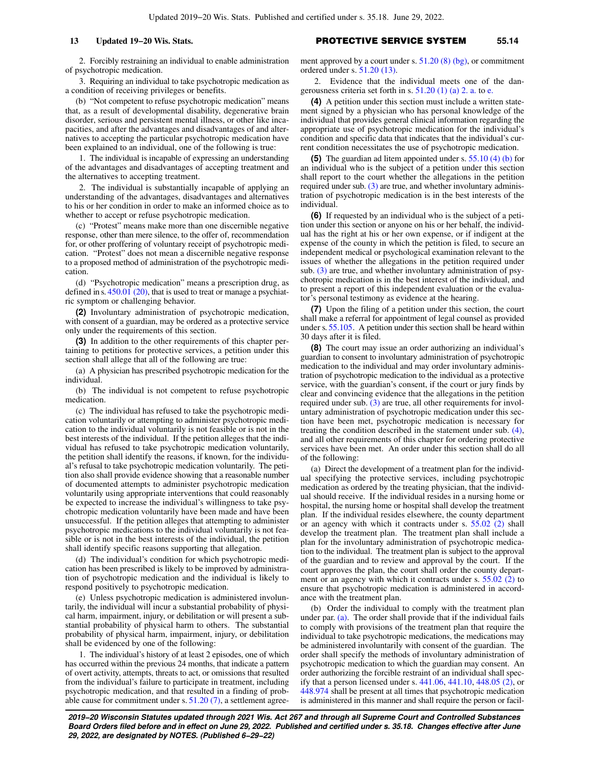2. Forcibly restraining an individual to enable administration of psychotropic medication.

3. Requiring an individual to take psychotropic medication as a condition of receiving privileges or benefits.

(b) "Not competent to refuse psychotropic medication" means that, as a result of developmental disability, degenerative brain disorder, serious and persistent mental illness, or other like incapacities, and after the advantages and disadvantages of and alternatives to accepting the particular psychotropic medication have been explained to an individual, one of the following is true:

1. The individual is incapable of expressing an understanding of the advantages and disadvantages of accepting treatment and the alternatives to accepting treatment.

2. The individual is substantially incapable of applying an understanding of the advantages, disadvantages and alternatives to his or her condition in order to make an informed choice as to whether to accept or refuse psychotropic medication.

(c) "Protest" means make more than one discernible negative response, other than mere silence, to the offer of, recommendation for, or other proffering of voluntary receipt of psychotropic medication. "Protest" does not mean a discernible negative response to a proposed method of administration of the psychotropic medication.

(d) "Psychotropic medication" means a prescription drug, as defined in s. 450.01 (20), that is used to treat or manage a psychiatric symptom or challenging behavior.

**(2)** Involuntary administration of psychotropic medication, with consent of a guardian, may be ordered as a protective service only under the requirements of this section.

**(3)** In addition to the other requirements of this chapter pertaining to petitions for protective services, a petition under this section shall allege that all of the following are true:

(a) A physician has prescribed psychotropic medication for the individual.

(b) The individual is not competent to refuse psychotropic medication.

(c) The individual has refused to take the psychotropic medication voluntarily or attempting to administer psychotropic medication to the individual voluntarily is not feasible or is not in the best interests of the individual. If the petition alleges that the individual has refused to take psychotropic medication voluntarily, the petition shall identify the reasons, if known, for the individual's refusal to take psychotropic medication voluntarily. The petition also shall provide evidence showing that a reasonable number of documented attempts to administer psychotropic medication voluntarily using appropriate interventions that could reasonably be expected to increase the individual's willingness to take psychotropic medication voluntarily have been made and have been unsuccessful. If the petition alleges that attempting to administer psychotropic medications to the individual voluntarily is not feasible or is not in the best interests of the individual, the petition shall identify specific reasons supporting that allegation.

(d) The individual's condition for which psychotropic medication has been prescribed is likely to be improved by administration of psychotropic medication and the individual is likely to respond positively to psychotropic medication.

(e) Unless psychotropic medication is administered involuntarily, the individual will incur a substantial probability of physical harm, impairment, injury, or debilitation or will present a substantial probability of physical harm to others. The substantial probability of physical harm, impairment, injury, or debilitation shall be evidenced by one of the following:

1. The individual's history of at least 2 episodes, one of which has occurred within the previous 24 months, that indicate a pattern of overt activity, attempts, threats to act, or omissions that resulted from the individual's failure to participate in treatment, including psychotropic medication, and that resulted in a finding of probable cause for commitment under s. 51.20 (7), a settlement agreement approved by a court under s. 51.20 (8) (bg), or commitment ordered under s. 51.20 (13).

2. Evidence that the individual meets one of the dangerousness criteria set forth in s. 51.20 (1) (a) 2. a. to e.

**(4)** A petition under this section must include a written statement signed by a physician who has personal knowledge of the individual that provides general clinical information regarding the appropriate use of psychotropic medication for the individual's condition and specific data that indicates that the individual's current condition necessitates the use of psychotropic medication.

**(5)** The guardian ad litem appointed under s. 55.10 (4) (b) for an individual who is the subject of a petition under this section shall report to the court whether the allegations in the petition required under sub. (3) are true, and whether involuntary administration of psychotropic medication is in the best interests of the individual.

**(6)** If requested by an individual who is the subject of a petition under this section or anyone on his or her behalf, the individual has the right at his or her own expense, or if indigent at the expense of the county in which the petition is filed, to secure an independent medical or psychological examination relevant to the issues of whether the allegations in the petition required under sub. (3) are true, and whether involuntary administration of psychotropic medication is in the best interest of the individual, and to present a report of this independent evaluation or the evaluator's personal testimony as evidence at the hearing.

**(7)** Upon the filing of a petition under this section, the court shall make a referral for appointment of legal counsel as provided under s. 55.105. A petition under this section shall be heard within 30 days after it is filed.

**(8)** The court may issue an order authorizing an individual's guardian to consent to involuntary administration of psychotropic medication to the individual and may order involuntary administration of psychotropic medication to the individual as a protective service, with the guardian's consent, if the court or jury finds by clear and convincing evidence that the allegations in the petition required under sub. (3) are true, all other requirements for involuntary administration of psychotropic medication under this section have been met, psychotropic medication is necessary for treating the condition described in the statement under sub. (4), and all other requirements of this chapter for ordering protective services have been met. An order under this section shall do all of the following:

(a) Direct the development of a treatment plan for the individual specifying the protective services, including psychotropic medication as ordered by the treating physician, that the individual should receive. If the individual resides in a nursing home or hospital, the nursing home or hospital shall develop the treatment plan. If the individual resides elsewhere, the county department or an agency with which it contracts under s. 55.02 (2) shall develop the treatment plan. The treatment plan shall include a plan for the involuntary administration of psychotropic medication to the individual. The treatment plan is subject to the approval of the guardian and to review and approval by the court. If the court approves the plan, the court shall order the county department or an agency with which it contracts under s. 55.02 (2) to ensure that psychotropic medication is administered in accordance with the treatment plan.

(b) Order the individual to comply with the treatment plan under par. (a). The order shall provide that if the individual fails to comply with provisions of the treatment plan that require the individual to take psychotropic medications, the medications may be administered involuntarily with consent of the guardian. The order shall specify the methods of involuntary administration of psychotropic medication to which the guardian may consent. An order authorizing the forcible restraint of an individual shall specify that a person licensed under s. 441.06, 441.10, 448.05 (2), or 448.974 shall be present at all times that psychotropic medication is administered in this manner and shall require the person or facil-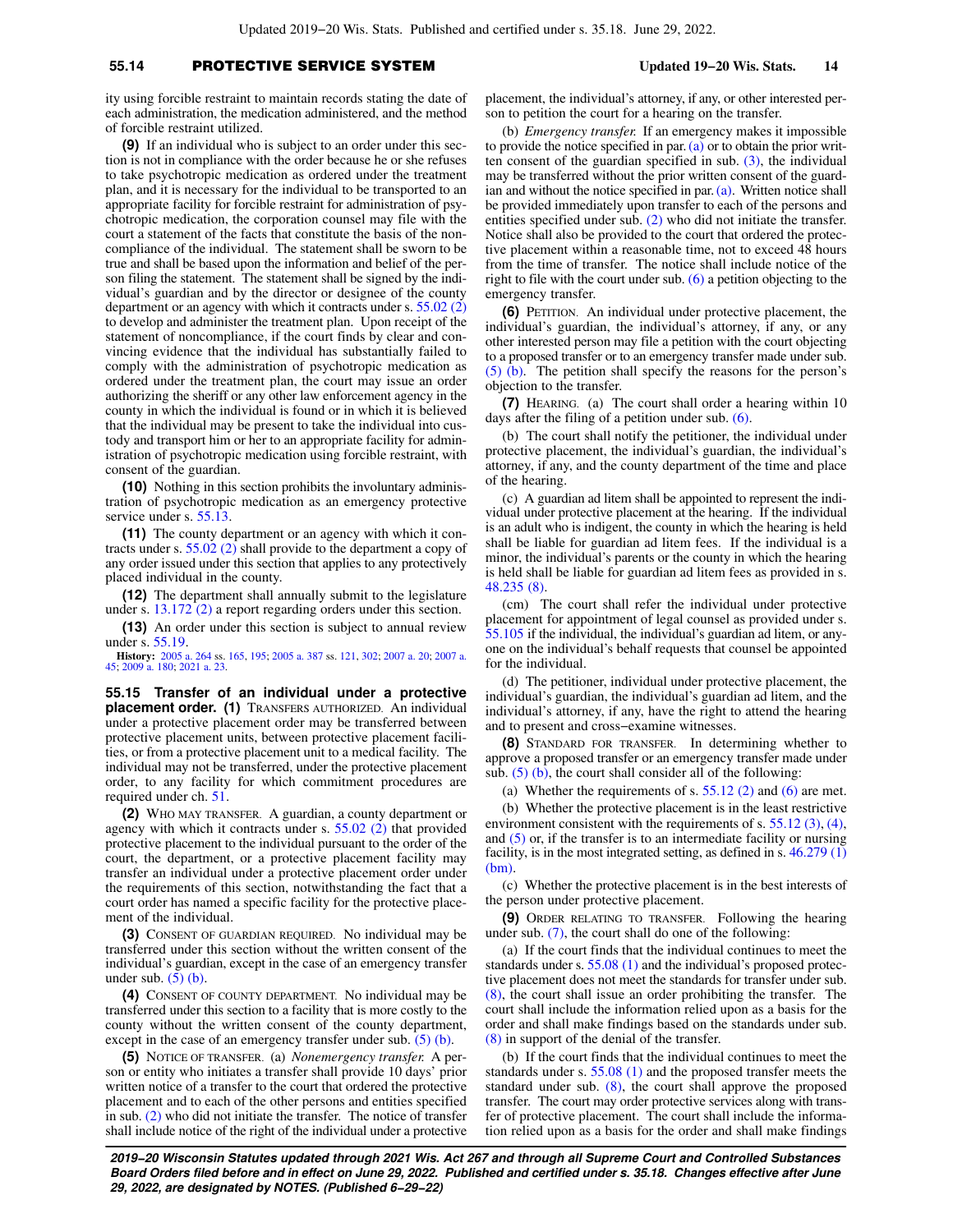ity using forcible restraint to maintain records stating the date of each administration, the medication administered, and the method of forcible restraint utilized.

**(9)** If an individual who is subject to an order under this section is not in compliance with the order because he or she refuses to take psychotropic medication as ordered under the treatment plan, and it is necessary for the individual to be transported to an appropriate facility for forcible restraint for administration of psychotropic medication, the corporation counsel may file with the court a statement of the facts that constitute the basis of the noncompliance of the individual. The statement shall be sworn to be true and shall be based upon the information and belief of the person filing the statement. The statement shall be signed by the individual's guardian and by the director or designee of the county department or an agency with which it contracts under s. 55.02 (2) to develop and administer the treatment plan. Upon receipt of the statement of noncompliance, if the court finds by clear and convincing evidence that the individual has substantially failed to comply with the administration of psychotropic medication as ordered under the treatment plan, the court may issue an order authorizing the sheriff or any other law enforcement agency in the county in which the individual is found or in which it is believed that the individual may be present to take the individual into custody and transport him or her to an appropriate facility for administration of psychotropic medication using forcible restraint, with consent of the guardian.

**(10)** Nothing in this section prohibits the involuntary administration of psychotropic medication as an emergency protective service under s. 55.13.

**(11)** The county department or an agency with which it contracts under s. 55.02 (2) shall provide to the department a copy of any order issued under this section that applies to any protectively placed individual in the county.

**(12)** The department shall annually submit to the legislature under s. 13.172 (2) a report regarding orders under this section.

**(13)** An order under this section is subject to annual review under s. 55.19.

**History:** 2005 a. 264 ss. 165, 195; 2005 a. 387 ss. 121, 302; 2007 a. 20; 2007 a. 45; 2009 a. 180; 2021 a. 23.

**55.15 Transfer of an individual under a protective placement order. (1)** TRANSFERS AUTHORIZED. An individual under a protective placement order may be transferred between protective placement units, between protective placement facilities, or from a protective placement unit to a medical facility. The individual may not be transferred, under the protective placement order, to any facility for which commitment procedures are required under ch. 51.

**(2)** WHO MAY TRANSFER. A guardian, a county department or agency with which it contracts under s. 55.02 (2) that provided protective placement to the individual pursuant to the order of the court, the department, or a protective placement facility may transfer an individual under a protective placement order under the requirements of this section, notwithstanding the fact that a court order has named a specific facility for the protective placement of the individual.

**(3)** CONSENT OF GUARDIAN REQUIRED. No individual may be transferred under this section without the written consent of the individual's guardian, except in the case of an emergency transfer under sub. (5) (b).

**(4)** CONSENT OF COUNTY DEPARTMENT. No individual may be transferred under this section to a facility that is more costly to the county without the written consent of the county department, except in the case of an emergency transfer under sub. (5) (b).

**(5)** NOTICE OF TRANSFER. (a) *Nonemergency transfer.* A person or entity who initiates a transfer shall provide 10 days' prior written notice of a transfer to the court that ordered the protective placement and to each of the other persons and entities specified in sub. (2) who did not initiate the transfer. The notice of transfer shall include notice of the right of the individual under a protective placement, the individual's attorney, if any, or other interested person to petition the court for a hearing on the transfer.

(b) *Emergency transfer.* If an emergency makes it impossible to provide the notice specified in par. (a) or to obtain the prior written consent of the guardian specified in sub. (3), the individual may be transferred without the prior written consent of the guardian and without the notice specified in par. (a). Written notice shall be provided immediately upon transfer to each of the persons and entities specified under sub. (2) who did not initiate the transfer. Notice shall also be provided to the court that ordered the protective placement within a reasonable time, not to exceed 48 hours from the time of transfer. The notice shall include notice of the right to file with the court under sub. (6) a petition objecting to the emergency transfer.

**(6)** PETITION. An individual under protective placement, the individual's guardian, the individual's attorney, if any, or any other interested person may file a petition with the court objecting to a proposed transfer or to an emergency transfer made under sub. (5) (b). The petition shall specify the reasons for the person's objection to the transfer.

**(7)** HEARING. (a) The court shall order a hearing within 10 days after the filing of a petition under sub. (6).

(b) The court shall notify the petitioner, the individual under protective placement, the individual's guardian, the individual's attorney, if any, and the county department of the time and place of the hearing.

(c) A guardian ad litem shall be appointed to represent the individual under protective placement at the hearing. If the individual is an adult who is indigent, the county in which the hearing is held shall be liable for guardian ad litem fees. If the individual is a minor, the individual's parents or the county in which the hearing is held shall be liable for guardian ad litem fees as provided in s. 48.235 (8).

(cm) The court shall refer the individual under protective placement for appointment of legal counsel as provided under s. 55.105 if the individual, the individual's guardian ad litem, or anyone on the individual's behalf requests that counsel be appointed for the individual.

(d) The petitioner, individual under protective placement, the individual's guardian, the individual's guardian ad litem, and the individual's attorney, if any, have the right to attend the hearing and to present and cross-examine witnesses.

**(8)** STANDARD FOR TRANSFER. In determining whether to approve a proposed transfer or an emergency transfer made under sub. (5) (b), the court shall consider all of the following:

(a) Whether the requirements of s. 55.12 (2) and (6) are met.

(b) Whether the protective placement is in the least restrictive environment consistent with the requirements of s. 55.12 (3), (4), and (5) or, if the transfer is to an intermediate facility or nursing facility, is in the most integrated setting, as defined in s. 46.279 (1) (bm).

(c) Whether the protective placement is in the best interests of the person under protective placement.

**(9)** ORDER RELATING TO TRANSFER. Following the hearing under sub. (7), the court shall do one of the following:

(a) If the court finds that the individual continues to meet the standards under s. 55.08 (1) and the individual's proposed protective placement does not meet the standards for transfer under sub. (8), the court shall issue an order prohibiting the transfer. The court shall include the information relied upon as a basis for the order and shall make findings based on the standards under sub. (8) in support of the denial of the transfer.

(b) If the court finds that the individual continues to meet the standards under s. 55.08 (1) and the proposed transfer meets the standard under sub. (8), the court shall approve the proposed transfer. The court may order protective services along with transfer of protective placement. The court shall include the information relied upon as a basis for the order and shall make findings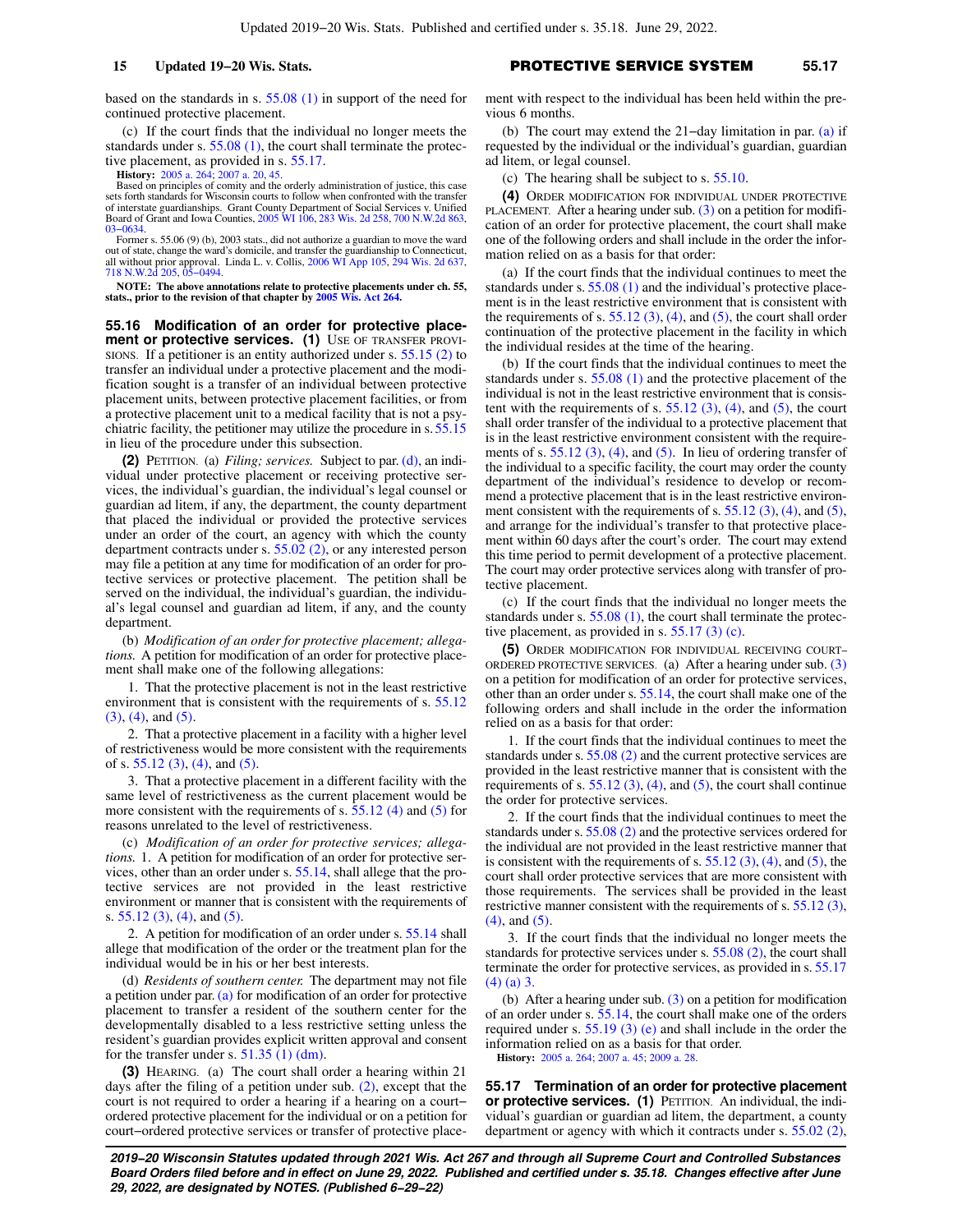based on the standards in s. 55.08 (1) in support of the need for continued protective placement.

(c) If the court finds that the individual no longer meets the standards under s. 55.08 (1), the court shall terminate the protective placement, as provided in s. 55.17.

**History:** 2005 a. 264; 2007 a. 20, 45.

Based on principles of comity and the orderly administration of justice, this case sets forth standards for Wisconsin courts to follow when confronted with the transfer of interstate guardianships. Grant County Department of Social Services v. Unified Board of Grant and Iowa Counties, 2005 WI 106, 283 Wis. 2d 258, 700 N.W.2d 863, 03−0634.

Former s. 55.06 (9) (b), 2003 stats., did not authorize a guardian to move the ward out of state, change the ward's domicile, and transfer the guardianship to Connecticut, all without prior approval. Linda L. v. Collis, 2006 WI App 105, 294 Wis. 2d 637, 718 N.W.2d 205, 05−0494.

**NOTE: The above annotations relate to protective placements under ch. 55, stats., prior to the revision of that chapter by 2005 Wis. Act 264.**

**55.16 Modification of an order for protective placement or protective services. (1)** USE OF TRANSFER PROVISIONS. If a petitioner is an entity authorized under s. 55.15 (2) to transfer an individual under a protective placement and the modification sought is a transfer of an individual between protective placement units, between protective placement facilities, or from a protective placement unit to a medical facility that is not a psychiatric facility, the petitioner may utilize the procedure in s. 55.15 in lieu of the procedure under this subsection.

**(2)** PETITION. (a) *Filing; services.* Subject to par. (d), an individual under protective placement or receiving protective services, the individual's guardian, the individual's legal counsel or guardian ad litem, if any, the department, the county department that placed the individual or provided the protective services under an order of the court, an agency with which the county department contracts under s. 55.02 (2), or any interested person may file a petition at any time for modification of an order for protective services or protective placement. The petition shall be served on the individual, the individual's guardian, the individual's legal counsel and guardian ad litem, if any, and the county department.

(b) *Modification of an order for protective placement; allegations.* A petition for modification of an order for protective placement shall make one of the following allegations:

1. That the protective placement is not in the least restrictive environment that is consistent with the requirements of s. 55.12 (3), (4), and (5).

2. That a protective placement in a facility with a higher level of restrictiveness would be more consistent with the requirements of s. 55.12 (3), (4), and (5).

3. That a protective placement in a different facility with the same level of restrictiveness as the current placement would be more consistent with the requirements of s. 55.12 (4) and (5) for reasons unrelated to the level of restrictiveness.

(c) *Modification of an order for protective services; allegations.* 1. A petition for modification of an order for protective services, other than an order under s. 55.14, shall allege that the protective services are not provided in the least restrictive environment or manner that is consistent with the requirements of s. 55.12 (3), (4), and (5).

2. A petition for modification of an order under s. 55.14 shall allege that modification of the order or the treatment plan for the individual would be in his or her best interests.

(d) *Residents of southern center.* The department may not file a petition under par. (a) for modification of an order for protective placement to transfer a resident of the southern center for the developmentally disabled to a less restrictive setting unless the resident's guardian provides explicit written approval and consent for the transfer under s. 51.35 (1) (dm).

**(3)** HEARING. (a) The court shall order a hearing within 21 days after the filing of a petition under sub. (2), except that the court is not required to order a hearing if a hearing on a court−ordered protective placement for the individual or on a petition for court−ordered protective services or transfer of protective placement with respect to the individual has been held within the previous 6 months.

(b) The court may extend the 21−day limitation in par. (a) if requested by the individual or the individual's guardian, guardian ad litem, or legal counsel.

(c) The hearing shall be subject to s. 55.10.

**(4)** ORDER MODIFICATION FOR INDIVIDUAL UNDER PROTECTIVE PLACEMENT. After a hearing under sub. (3) on a petition for modification of an order for protective placement, the court shall make one of the following orders and shall include in the order the information relied on as a basis for that order:

(a) If the court finds that the individual continues to meet the standards under s. 55.08 (1) and the individual's protective placement is in the least restrictive environment that is consistent with the requirements of s. 55.12 (3), (4), and (5), the court shall order continuation of the protective placement in the facility in which the individual resides at the time of the hearing.

(b) If the court finds that the individual continues to meet the standards under s. 55.08 (1) and the protective placement of the individual is not in the least restrictive environment that is consistent with the requirements of s. 55.12 (3), (4), and (5), the court shall order transfer of the individual to a protective placement that is in the least restrictive environment consistent with the requirements of s. 55.12 (3), (4), and (5). In lieu of ordering transfer of the individual to a specific facility, the court may order the county department of the individual's residence to develop or recommend a protective placement that is in the least restrictive environment consistent with the requirements of s. 55.12 (3), (4), and (5), and arrange for the individual's transfer to that protective placement within 60 days after the court's order. The court may extend this time period to permit development of a protective placement. The court may order protective services along with transfer of protective placement.

(c) If the court finds that the individual no longer meets the standards under s. 55.08 (1), the court shall terminate the protective placement, as provided in s. 55.17 (3) (c).

**(5)** ORDER MODIFICATION FOR INDIVIDUAL RECEIVING COURT−ORDERED PROTECTIVE SERVICES. (a) After a hearing under sub. (3) on a petition for modification of an order for protective services, other than an order under s. 55.14, the court shall make one of the following orders and shall include in the order the information relied on as a basis for that order:

1. If the court finds that the individual continues to meet the standards under s. 55.08 (2) and the current protective services are provided in the least restrictive manner that is consistent with the requirements of s. 55.12 (3), (4), and (5), the court shall continue the order for protective services.

2. If the court finds that the individual continues to meet the standards under s. 55.08 (2) and the protective services ordered for the individual are not provided in the least restrictive manner that is consistent with the requirements of s. 55.12 (3), (4), and (5), the court shall order protective services that are more consistent with those requirements. The services shall be provided in the least restrictive manner consistent with the requirements of s. 55.12 (3), (4), and (5).

3. If the court finds that the individual no longer meets the standards for protective services under s. 55.08 (2), the court shall terminate the order for protective services, as provided in s. 55.17 (4) (a) 3.

(b) After a hearing under sub. (3) on a petition for modification of an order under s. 55.14, the court shall make one of the orders required under s. 55.19 (3) (e) and shall include in the order the information relied on as a basis for that order.

**History:** 2005 a. 264; 2007 a. 45; 2009 a. 28.

**55.17 Termination of an order for protective placement or protective services. (1)** PETITION. An individual, the individual's guardian or guardian ad litem, the department, a county department or agency with which it contracts under s. 55.02 (2),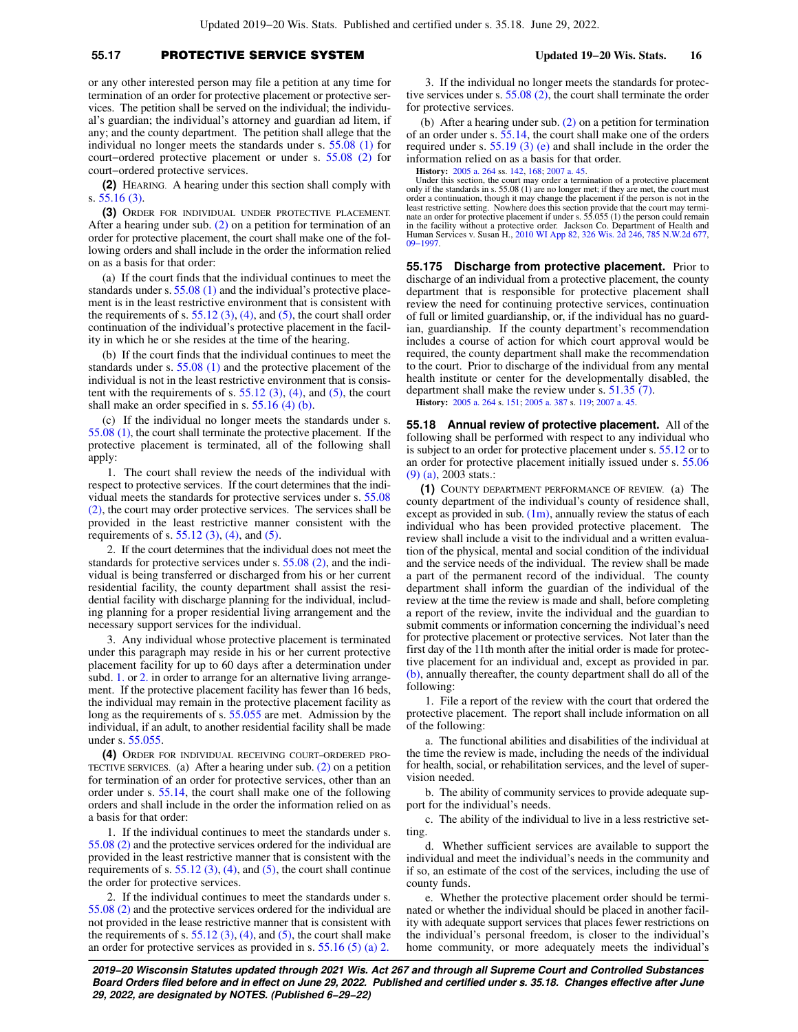or any other interested person may file a petition at any time for termination of an order for protective placement or protective services. The petition shall be served on the individual; the individual's guardian; the individual's attorney and guardian ad litem, if any; and the county department. The petition shall allege that the individual no longer meets the standards under s. 55.08 (1) for court−ordered protective placement or under s. 55.08 (2) for court−ordered protective services.

**(2)** HEARING. A hearing under this section shall comply with s. 55.16 (3).

**(3)** ORDER FOR INDIVIDUAL UNDER PROTECTIVE PLACEMENT. After a hearing under sub. (2) on a petition for termination of an order for protective placement, the court shall make one of the following orders and shall include in the order the information relied on as a basis for that order:

(a) If the court finds that the individual continues to meet the standards under s. 55.08 (1) and the individual's protective placement is in the least restrictive environment that is consistent with the requirements of s. 55.12 (3), (4), and (5), the court shall order continuation of the individual's protective placement in the facility in which he or she resides at the time of the hearing.

(b) If the court finds that the individual continues to meet the standards under s. 55.08 (1) and the protective placement of the individual is not in the least restrictive environment that is consistent with the requirements of s. 55.12 (3), (4), and (5), the court shall make an order specified in s. 55.16 (4) (b).

(c) If the individual no longer meets the standards under s. 55.08 (1), the court shall terminate the protective placement. If the protective placement is terminated, all of the following shall apply:

1. The court shall review the needs of the individual with respect to protective services. If the court determines that the individual meets the standards for protective services under s. 55.08 (2), the court may order protective services. The services shall be provided in the least restrictive manner consistent with the requirements of s. 55.12 (3), (4), and (5).

2. If the court determines that the individual does not meet the standards for protective services under s. 55.08 (2), and the individual is being transferred or discharged from his or her current residential facility, the county department shall assist the residential facility with discharge planning for the individual, including planning for a proper residential living arrangement and the necessary support services for the individual.

3. Any individual whose protective placement is terminated under this paragraph may reside in his or her current protective placement facility for up to 60 days after a determination under subd. 1. or 2. in order to arrange for an alternative living arrangement. If the protective placement facility has fewer than 16 beds, the individual may remain in the protective placement facility as long as the requirements of s. 55.055 are met. Admission by the individual, if an adult, to another residential facility shall be made under s. 55.055.

**(4)** ORDER FOR INDIVIDUAL RECEIVING COURT−ORDERED PROTECTIVE SERVICES. (a) After a hearing under sub. (2) on a petition for termination of an order for protective services, other than an order under s. 55.14, the court shall make one of the following orders and shall include in the order the information relied on as a basis for that order:

1. If the individual continues to meet the standards under s. 55.08 (2) and the protective services ordered for the individual are provided in the least restrictive manner that is consistent with the requirements of s. 55.12 (3), (4), and (5), the court shall continue the order for protective services.

2. If the individual continues to meet the standards under s. 55.08 (2) and the protective services ordered for the individual are not provided in the lease restrictive manner that is consistent with the requirements of s. 55.12 (3), (4), and (5), the court shall make an order for protective services as provided in s. 55.16 (5) (a) 2.

3. If the individual no longer meets the standards for protective services under s. 55.08 (2), the court shall terminate the order for protective services.

(b) After a hearing under sub. (2) on a petition for termination of an order under s. 55.14, the court shall make one of the orders required under s. 55.19 (3) (e) and shall include in the order the information relied on as a basis for that order.

**History:** 2005 a. 264 ss. 142, 168; 2007 a. 45.

Under this section, the court may order a termination of a protective placement only if the standards in s. 55.08 (1) are no longer met; if they are met, the court must order a continuation, though it may change the placement if the person is not in the least restrictive setting. Nowhere does this section provide that the court may terminate an order for protective placement if under s. 55.055 (1) the person could remain in the facility without a protective order. Jackson Co. Department of Health and Human Services v. Susan H., 2010 WI App 82, 326 Wis. 2d 246, 785 N.W.2d 677, 09−1997.

**55.175 Discharge from protective placement.** Prior to discharge of an individual from a protective placement, the county department that is responsible for protective placement shall review the need for continuing protective services, continuation of full or limited guardianship, or, if the individual has no guardian, guardianship. If the county department's recommendation includes a course of action for which court approval would be required, the county department shall make the recommendation to the court. Prior to discharge of the individual from any mental health institute or center for the developmentally disabled, the department shall make the review under s. 51.35 (7).

**History:** 2005 a. 264 s. 151; 2005 a. 387 s. 119; 2007 a. 45.

**55.18 Annual review of protective placement.** All of the following shall be performed with respect to any individual who is subject to an order for protective placement under s. 55.12 or to an order for protective placement initially issued under s. 55.06 (9) (a), 2003 stats.:

**(1)** COUNTY DEPARTMENT PERFORMANCE OF REVIEW. (a) The county department of the individual's county of residence shall, except as provided in sub. (1m), annually review the status of each individual who has been provided protective placement. The review shall include a visit to the individual and a written evaluation of the physical, mental and social condition of the individual and the service needs of the individual. The review shall be made a part of the permanent record of the individual. The county department shall inform the guardian of the individual of the review at the time the review is made and shall, before completing a report of the review, invite the individual and the guardian to submit comments or information concerning the individual's need for protective placement or protective services. Not later than the first day of the 11th month after the initial order is made for protective placement for an individual and, except as provided in par. (b), annually thereafter, the county department shall do all of the following:

1. File a report of the review with the court that ordered the protective placement. The report shall include information on all of the following:

a. The functional abilities and disabilities of the individual at the time the review is made, including the needs of the individual for health, social, or rehabilitation services, and the level of supervision needed.

b. The ability of community services to provide adequate support for the individual's needs.

c. The ability of the individual to live in a less restrictive setting.

d. Whether sufficient services are available to support the individual and meet the individual's needs in the community and if so, an estimate of the cost of the services, including the use of county funds.

e. Whether the protective placement order should be terminated or whether the individual should be placed in another facility with adequate support services that places fewer restrictions on the individual's personal freedom, is closer to the individual's home community, or more adequately meets the individual's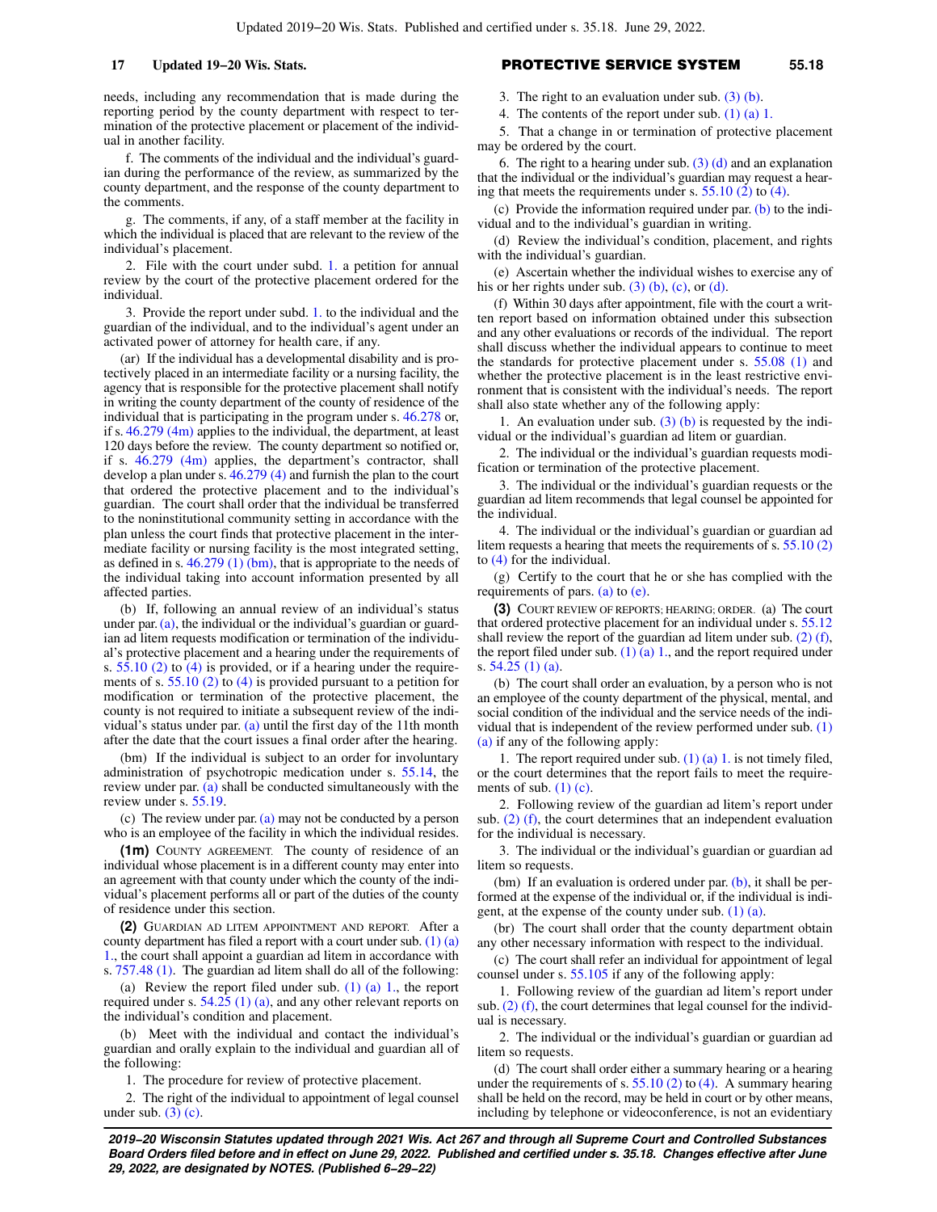needs, including any recommendation that is made during the reporting period by the county department with respect to termination of the protective placement or placement of the individual in another facility.

f. The comments of the individual and the individual's guardian during the performance of the review, as summarized by the county department, and the response of the county department to the comments.

g. The comments, if any, of a staff member at the facility in which the individual is placed that are relevant to the review of the individual's placement.

2. File with the court under subd. 1. a petition for annual review by the court of the protective placement ordered for the individual.

3. Provide the report under subd. 1. to the individual and the guardian of the individual, and to the individual's agent under an activated power of attorney for health care, if any.

(ar) If the individual has a developmental disability and is protectively placed in an intermediate facility or a nursing facility, the agency that is responsible for the protective placement shall notify in writing the county department of the county of residence of the individual that is participating in the program under s. 46.278 or, if s. 46.279 (4m) applies to the individual, the department, at least 120 days before the review. The county department so notified or, if s. 46.279 (4m) applies, the department's contractor, shall develop a plan under s. 46.279 (4) and furnish the plan to the court that ordered the protective placement and to the individual's guardian. The court shall order that the individual be transferred to the noninstitutional community setting in accordance with the plan unless the court finds that protective placement in the intermediate facility or nursing facility is the most integrated setting, as defined in s. 46.279 (1) (bm), that is appropriate to the needs of the individual taking into account information presented by all affected parties.

(b) If, following an annual review of an individual's status under par. (a), the individual or the individual's guardian or guardian ad litem requests modification or termination of the individual's protective placement and a hearing under the requirements of s. 55.10 (2) to (4) is provided, or if a hearing under the requirements of s. 55.10 (2) to (4) is provided pursuant to a petition for modification or termination of the protective placement, the county is not required to initiate a subsequent review of the individual's status under par. (a) until the first day of the 11th month after the date that the court issues a final order after the hearing.

(bm) If the individual is subject to an order for involuntary administration of psychotropic medication under s. 55.14, the review under par. (a) shall be conducted simultaneously with the review under s. 55.19.

(c) The review under par. (a) may not be conducted by a person who is an employee of the facility in which the individual resides.

**(1m)** COUNTY AGREEMENT. The county of residence of an individual whose placement is in a different county may enter into an agreement with that county under which the county of the individual's placement performs all or part of the duties of the county of residence under this section.

**(2)** GUARDIAN AD LITEM APPOINTMENT AND REPORT. After a county department has filed a report with a court under sub. (1) (a) 1., the court shall appoint a guardian ad litem in accordance with s. 757.48 (1). The guardian ad litem shall do all of the following:

(a) Review the report filed under sub. (1) (a) 1., the report required under s. 54.25 (1) (a), and any other relevant reports on the individual's condition and placement.

(b) Meet with the individual and contact the individual's guardian and orally explain to the individual and guardian all of the following:

1. The procedure for review of protective placement.

2. The right of the individual to appointment of legal counsel under sub. (3) (c).

3. The right to an evaluation under sub. (3) (b).

4. The contents of the report under sub. (1) (a) 1.

5. That a change in or termination of protective placement may be ordered by the court.

6. The right to a hearing under sub. (3) (d) and an explanation that the individual or the individual's guardian may request a hearing that meets the requirements under s. 55.10 (2) to (4).

(c) Provide the information required under par. (b) to the individual and to the individual's guardian in writing.

(d) Review the individual's condition, placement, and rights with the individual's guardian.

(e) Ascertain whether the individual wishes to exercise any of his or her rights under sub. (3) (b), (c), or (d).

(f) Within 30 days after appointment, file with the court a written report based on information obtained under this subsection and any other evaluations or records of the individual. The report shall discuss whether the individual appears to continue to meet the standards for protective placement under s. 55.08 (1) and whether the protective placement is in the least restrictive environment that is consistent with the individual's needs. The report shall also state whether any of the following apply:

1. An evaluation under sub. (3) (b) is requested by the individual or the individual's guardian ad litem or guardian.

2. The individual or the individual's guardian requests modification or termination of the protective placement.

3. The individual or the individual's guardian requests or the guardian ad litem recommends that legal counsel be appointed for the individual.

4. The individual or the individual's guardian or guardian ad litem requests a hearing that meets the requirements of s. 55.10 (2) to (4) for the individual.

(g) Certify to the court that he or she has complied with the requirements of pars. (a) to (e).

**(3)** COURT REVIEW OF REPORTS; HEARING; ORDER. (a) The court that ordered protective placement for an individual under s. 55.12 shall review the report of the guardian ad litem under sub. (2) (f), the report filed under sub. (1) (a) 1., and the report required under s. 54.25 (1) (a).

(b) The court shall order an evaluation, by a person who is not an employee of the county department of the physical, mental, and social condition of the individual and the service needs of the individual that is independent of the review performed under sub. (1) (a) if any of the following apply:

1. The report required under sub. (1) (a) 1. is not timely filed, or the court determines that the report fails to meet the requirements of sub. (1) (c).

2. Following review of the guardian ad litem's report under sub. (2) (f), the court determines that an independent evaluation for the individual is necessary.

3. The individual or the individual's guardian or guardian ad litem so requests.

(bm) If an evaluation is ordered under par. (b), it shall be performed at the expense of the individual or, if the individual is indigent, at the expense of the county under sub. (1) (a).

(br) The court shall order that the county department obtain any other necessary information with respect to the individual.

(c) The court shall refer an individual for appointment of legal counsel under s. 55.105 if any of the following apply:

1. Following review of the guardian ad litem's report under sub. (2) (f), the court determines that legal counsel for the individual is necessary.

2. The individual or the individual's guardian or guardian ad litem so requests.

(d) The court shall order either a summary hearing or a hearing under the requirements of s. 55.10 (2) to (4). A summary hearing shall be held on the record, may be held in court or by other means, including by telephone or videoconference, is not an evidentiary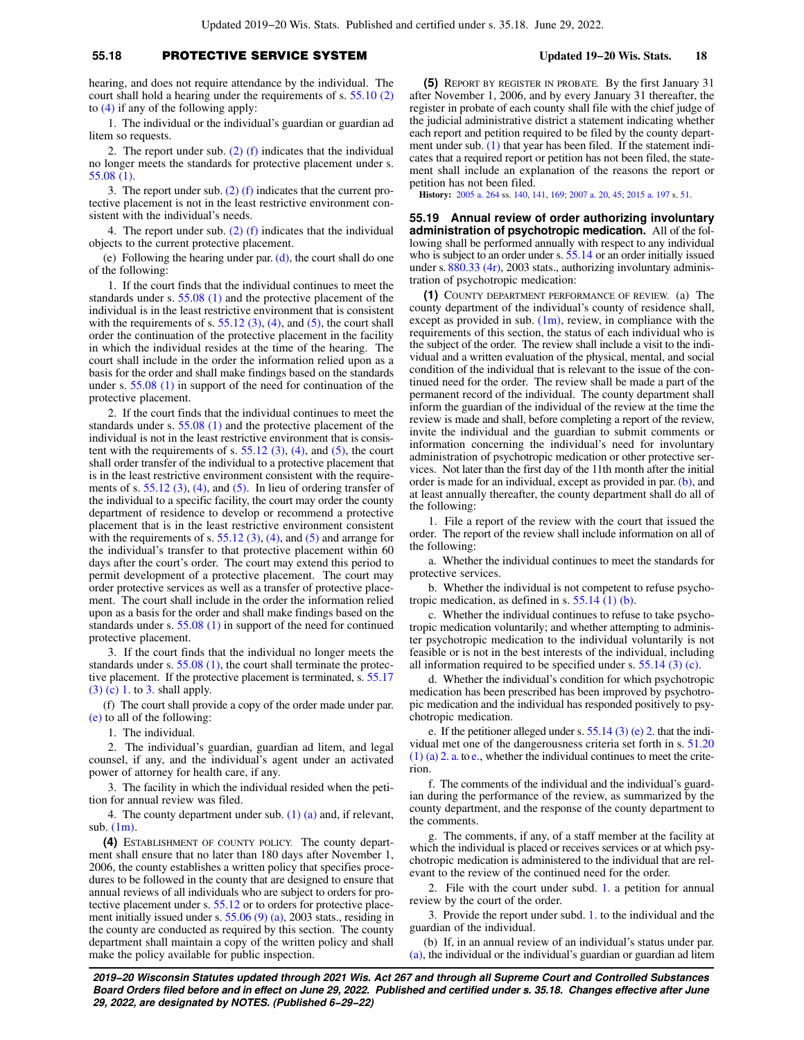hearing, and does not require attendance by the individual. The court shall hold a hearing under the requirements of s. 55.10 (2) to (4) if any of the following apply:

1. The individual or the individual's guardian or guardian ad litem so requests.

2. The report under sub. (2) (f) indicates that the individual no longer meets the standards for protective placement under s. 55.08 (1).

3. The report under sub. (2) (f) indicates that the current protective placement is not in the least restrictive environment consistent with the individual's needs.

4. The report under sub. (2) (f) indicates that the individual objects to the current protective placement.

(e) Following the hearing under par. (d), the court shall do one of the following:

1. If the court finds that the individual continues to meet the standards under s. 55.08 (1) and the protective placement of the individual is in the least restrictive environment that is consistent with the requirements of s. 55.12 (3), (4), and (5), the court shall order the continuation of the protective placement in the facility in which the individual resides at the time of the hearing. The court shall include in the order the information relied upon as a basis for the order and shall make findings based on the standards under s. 55.08 (1) in support of the need for continuation of the protective placement.

2. If the court finds that the individual continues to meet the standards under s. 55.08 (1) and the protective placement of the individual is not in the least restrictive environment that is consistent with the requirements of s. 55.12 (3), (4), and (5), the court shall order transfer of the individual to a protective placement that is in the least restrictive environment consistent with the requirements of s. 55.12 (3), (4), and (5). In lieu of ordering transfer of the individual to a specific facility, the court may order the county department of residence to develop or recommend a protective placement that is in the least restrictive environment consistent with the requirements of s. 55.12 (3), (4), and (5) and arrange for the individual's transfer to that protective placement within 60 days after the court's order. The court may extend this period to permit development of a protective placement. The court may order protective services as well as a transfer of protective placement. The court shall include in the order the information relied upon as a basis for the order and shall make findings based on the standards under s. 55.08 (1) in support of the need for continued protective placement.

3. If the court finds that the individual no longer meets the standards under s. 55.08 (1), the court shall terminate the protective placement. If the protective placement is terminated, s. 55.17 (3) (c) 1. to 3. shall apply.

(f) The court shall provide a copy of the order made under par. (e) to all of the following:

1. The individual.

2. The individual's guardian, guardian ad litem, and legal counsel, if any, and the individual's agent under an activated power of attorney for health care, if any.

3. The facility in which the individual resided when the petition for annual review was filed.

4. The county department under sub. (1) (a) and, if relevant, sub. (1m).

**(4)** Establishment of county policy. The county department shall ensure that no later than 180 days after November 1, 2006, the county establishes a written policy that specifies procedures to be followed in the county that are designed to ensure that annual reviews of all individuals who are subject to orders for protective placement under s. 55.12 or to orders for protective placement initially issued under s. 55.06 (9) (a), 2003 stats., residing in the county are conducted as required by this section. The county department shall maintain a copy of the written policy and shall make the policy available for public inspection.

**(5)** Report by register in probate. By the first January 31 after November 1, 2006, and by every January 31 thereafter, the register in probate of each county shall file with the chief judge of the judicial administrative district a statement indicating whether each report and petition required to be filed by the county department under sub. (1) that year has been filed. If the statement indicates that a required report or petition has not been filed, the statement shall include an explanation of the reasons the report or petition has not been filed.

**History:** 2005 a. 264 ss. 140, 141, 169; 2007 a. 20, 45; 2015 a. 197 s. 51.

**55.19 Annual review of order authorizing involuntary administration of psychotropic medication.** All of the following shall be performed annually with respect to any individual who is subject to an order under s. 55.14 or an order initially issued under s. 880.33 (4r), 2003 stats., authorizing involuntary administration of psychotropic medication:

**(1)** County department performance of review. (a) The county department of the individual's county of residence shall, except as provided in sub. (1m), review, in compliance with the requirements of this section, the status of each individual who is the subject of the order. The review shall include a visit to the individual and a written evaluation of the physical, mental, and social condition of the individual that is relevant to the issue of the continued need for the order. The review shall be made a part of the permanent record of the individual. The county department shall inform the guardian of the individual of the review at the time the review is made and shall, before completing a report of the review, invite the individual and the guardian to submit comments or information concerning the individual's need for involuntary administration of psychotropic medication or other protective services. Not later than the first day of the 11th month after the initial order is made for an individual, except as provided in par. (b), and at least annually thereafter, the county department shall do all of the following:

1. File a report of the review with the court that issued the order. The report of the review shall include information on all of the following:

a. Whether the individual continues to meet the standards for protective services.

b. Whether the individual is not competent to refuse psychotropic medication, as defined in s. 55.14 (1) (b).

c. Whether the individual continues to refuse to take psychotropic medication voluntarily; and whether attempting to administer psychotropic medication to the individual voluntarily is not feasible or is not in the best interests of the individual, including all information required to be specified under s. 55.14 (3) (c).

d. Whether the individual's condition for which psychotropic medication has been prescribed has been improved by psychotropic medication and the individual has responded positively to psychotropic medication.

e. If the petitioner alleged under s. 55.14 (3) (e) 2. that the individual met one of the dangerousness criteria set forth in s. 51.20 (1) (a) 2. a. to e., whether the individual continues to meet the criterion.

f. The comments of the individual and the individual's guardian during the performance of the review, as summarized by the county department, and the response of the county department to the comments.

g. The comments, if any, of a staff member at the facility at which the individual is placed or receives services or at which psychotropic medication is administered to the individual that are relevant to the review of the continued need for the order.

2. File with the court under subd. 1. a petition for annual review by the court of the order.

3. Provide the report under subd. 1. to the individual and the guardian of the individual.

(b) If, in an annual review of an individual's status under par. (a), the individual or the individual's guardian or guardian ad litem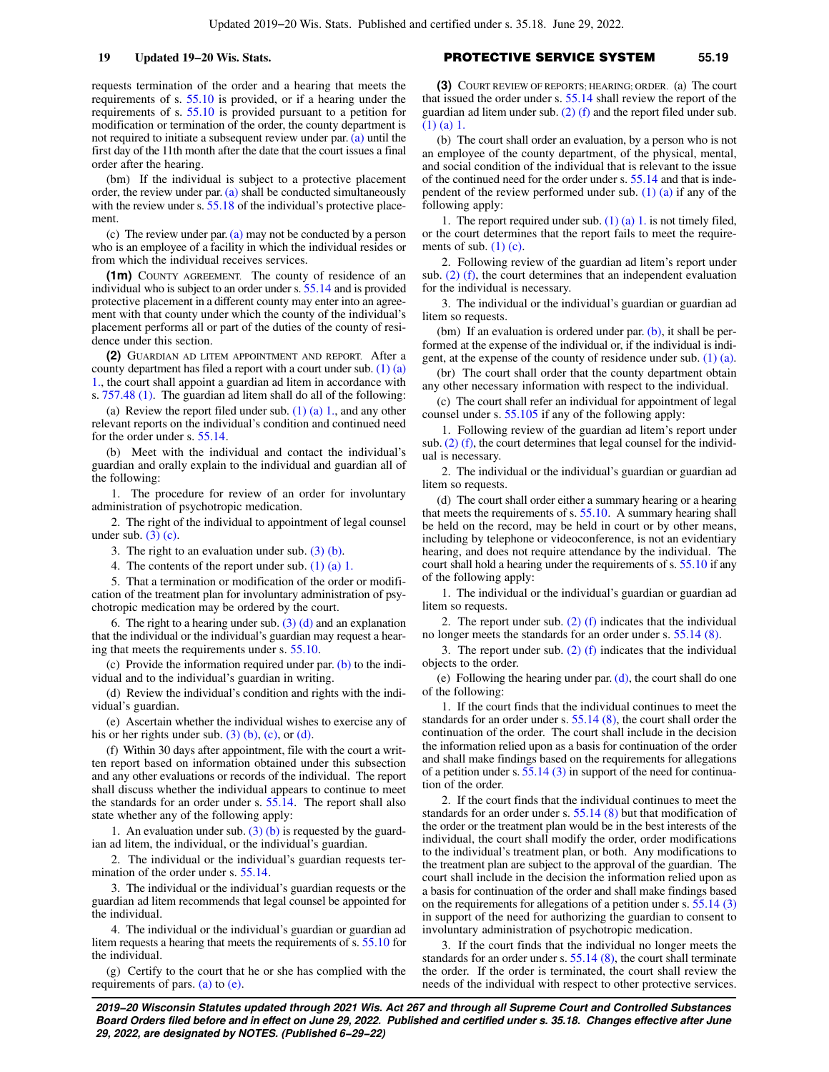requests termination of the order and a hearing that meets the requirements of s. 55.10 is provided, or if a hearing under the requirements of s. 55.10 is provided pursuant to a petition for modification or termination of the order, the county department is not required to initiate a subsequent review under par. (a) until the first day of the 11th month after the date that the court issues a final order after the hearing.

(bm) If the individual is subject to a protective placement order, the review under par. (a) shall be conducted simultaneously with the review under s. 55.18 of the individual's protective placement.

(c) The review under par. (a) may not be conducted by a person who is an employee of a facility in which the individual resides or from which the individual receives services.

**(1m)** COUNTY AGREEMENT. The county of residence of an individual who is subject to an order under s. 55.14 and is provided protective placement in a different county may enter into an agreement with that county under which the county of the individual's placement performs all or part of the duties of the county of residence under this section.

**(2)** GUARDIAN AD LITEM APPOINTMENT AND REPORT. After a county department has filed a report with a court under sub. (1) (a) 1., the court shall appoint a guardian ad litem in accordance with s. 757.48 (1). The guardian ad litem shall do all of the following:

(a) Review the report filed under sub. (1) (a) 1., and any other relevant reports on the individual's condition and continued need for the order under s. 55.14.

(b) Meet with the individual and contact the individual's guardian and orally explain to the individual and guardian all of the following:

1. The procedure for review of an order for involuntary administration of psychotropic medication.

2. The right of the individual to appointment of legal counsel under sub. (3) (c).

3. The right to an evaluation under sub. (3) (b).

4. The contents of the report under sub. (1) (a) 1.

5. That a termination or modification of the order or modification of the treatment plan for involuntary administration of psychotropic medication may be ordered by the court.

6. The right to a hearing under sub. (3) (d) and an explanation that the individual or the individual's guardian may request a hearing that meets the requirements under s. 55.10.

(c) Provide the information required under par. (b) to the individual and to the individual's guardian in writing.

(d) Review the individual's condition and rights with the individual's guardian.

(e) Ascertain whether the individual wishes to exercise any of his or her rights under sub. (3) (b), (c), or (d).

(f) Within 30 days after appointment, file with the court a written report based on information obtained under this subsection and any other evaluations or records of the individual. The report shall discuss whether the individual appears to continue to meet the standards for an order under s. 55.14. The report shall also state whether any of the following apply:

1. An evaluation under sub. (3) (b) is requested by the guardian ad litem, the individual, or the individual's guardian.

2. The individual or the individual's guardian requests termination of the order under s. 55.14.

3. The individual or the individual's guardian requests or the guardian ad litem recommends that legal counsel be appointed for the individual.

4. The individual or the individual's guardian or guardian ad litem requests a hearing that meets the requirements of s. 55.10 for the individual.

(g) Certify to the court that he or she has complied with the requirements of pars. (a) to (e).

**(3)** COURT REVIEW OF REPORTS; HEARING; ORDER. (a) The court that issued the order under s. 55.14 shall review the report of the guardian ad litem under sub. (2) (f) and the report filed under sub. (1) (a) 1.

(b) The court shall order an evaluation, by a person who is not an employee of the county department, of the physical, mental, and social condition of the individual that is relevant to the issue of the continued need for the order under s. 55.14 and that is independent of the review performed under sub. (1) (a) if any of the following apply:

1. The report required under sub. (1) (a) 1. is not timely filed, or the court determines that the report fails to meet the requirements of sub. (1) (c).

2. Following review of the guardian ad litem's report under sub. (2) (f), the court determines that an independent evaluation for the individual is necessary.

3. The individual or the individual's guardian or guardian ad litem so requests.

(bm) If an evaluation is ordered under par. (b), it shall be performed at the expense of the individual or, if the individual is indigent, at the expense of the county of residence under sub. (1) (a).

(br) The court shall order that the county department obtain any other necessary information with respect to the individual.

(c) The court shall refer an individual for appointment of legal counsel under s. 55.105 if any of the following apply:

1. Following review of the guardian ad litem's report under sub. (2) (f), the court determines that legal counsel for the individual is necessary.

2. The individual or the individual's guardian or guardian ad litem so requests.

(d) The court shall order either a summary hearing or a hearing that meets the requirements of s. 55.10. A summary hearing shall be held on the record, may be held in court or by other means, including by telephone or videoconference, is not an evidentiary hearing, and does not require attendance by the individual. The court shall hold a hearing under the requirements of s. 55.10 if any of the following apply:

1. The individual or the individual's guardian or guardian ad litem so requests.

2. The report under sub. (2) (f) indicates that the individual no longer meets the standards for an order under s. 55.14 (8).

3. The report under sub. (2) (f) indicates that the individual objects to the order.

(e) Following the hearing under par. (d), the court shall do one of the following:

1. If the court finds that the individual continues to meet the standards for an order under s. 55.14 (8), the court shall order the continuation of the order. The court shall include in the decision the information relied upon as a basis for continuation of the order and shall make findings based on the requirements for allegations of a petition under s. 55.14 (3) in support of the need for continuation of the order.

2. If the court finds that the individual continues to meet the standards for an order under s. 55.14 (8) but that modification of the order or the treatment plan would be in the best interests of the individual, the court shall modify the order, order modifications to the individual's treatment plan, or both. Any modifications to the treatment plan are subject to the approval of the guardian. The court shall include in the decision the information relied upon as a basis for continuation of the order and shall make findings based on the requirements for allegations of a petition under s. 55.14 (3) in support of the need for authorizing the guardian to consent to involuntary administration of psychotropic medication.

3. If the court finds that the individual no longer meets the standards for an order under s. 55.14 (8), the court shall terminate the order. If the order is terminated, the court shall review the needs of the individual with respect to other protective services.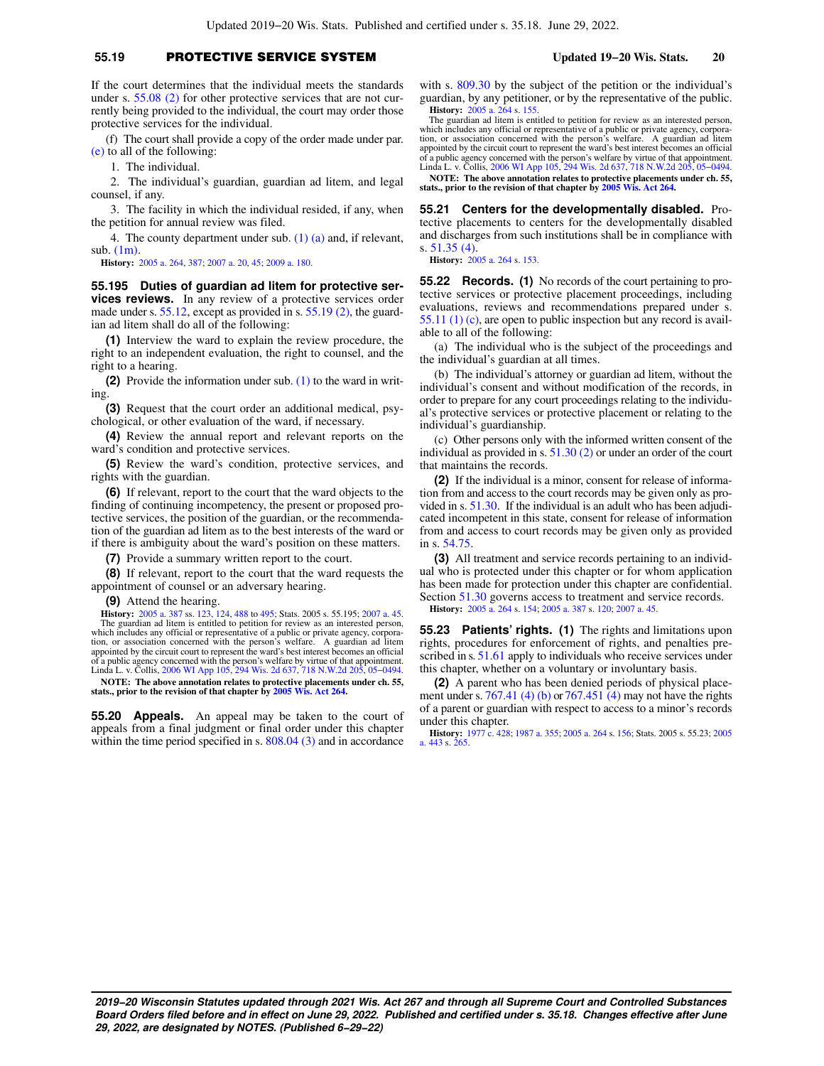If the court determines that the individual meets the standards under s. 55.08 (2) for other protective services that are not currently being provided to the individual, the court may order those protective services for the individual.

(f) The court shall provide a copy of the order made under par. (e) to all of the following:

1. The individual.

2. The individual's guardian, guardian ad litem, and legal counsel, if any.

3. The facility in which the individual resided, if any, when the petition for annual review was filed.

4. The county department under sub. (1) (a) and, if relevant, sub. (1m).

**History:** 2005 a. 264, 387; 2007 a. 20, 45; 2009 a. 180.

**55.195 Duties of guardian ad litem for protective services reviews.** In any review of a protective services order made under s. 55.12, except as provided in s. 55.19 (2), the guardian ad litem shall do all of the following:

**(1)** Interview the ward to explain the review procedure, the right to an independent evaluation, the right to counsel, and the right to a hearing.

**(2)** Provide the information under sub. (1) to the ward in writing.

**(3)** Request that the court order an additional medical, psychological, or other evaluation of the ward, if necessary.

**(4)** Review the annual report and relevant reports on the ward's condition and protective services.

**(5)** Review the ward's condition, protective services, and rights with the guardian.

**(6)** If relevant, report to the court that the ward objects to the finding of continuing incompetency, the present or proposed protective services, the position of the guardian, or the recommendation of the guardian ad litem as to the best interests of the ward or if there is ambiguity about the ward's position on these matters.

**(7)** Provide a summary written report to the court.

**(8)** If relevant, report to the court that the ward requests the appointment of counsel or an adversary hearing.

**(9)** Attend the hearing.

**History:** 2005 a. 387 ss. 123, 124, 488 to 495; Stats. 2005 s. 55.195; 2007 a. 45.

The guardian ad litem is entitled to petition for review as an interested person, which includes any official or representative of a public or private agency, corporation, or association concerned with the person's welfare. A guardian ad litem appointed by the circuit court to represent the ward's best interest becomes an official of a public agency concerned with the person's welfare by virtue of that appointment. Linda L. v. Collis, 2006 WI App 105, 294 Wis. 2d 637, 718 N.W.2d 205, 05–0494.

**NOTE: The above annotation relates to protective placements under ch. 55, stats., prior to the revision of that chapter by 2005 Wis. Act 264.**

**55.20 Appeals.** An appeal may be taken to the court of appeals from a final judgment or final order under this chapter within the time period specified in s. 808.04 (3) and in accordance with s. 809.30 by the subject of the petition or the individual's guardian, by any petitioner, or by the representative of the public.

**History:** 2005 a. 264 s. 155.

The guardian ad litem is entitled to petition for review as an interested person, which includes any official or representative of a public or private agency, corporation, or association concerned with the person's welfare. A guardian ad litem appointed by the circuit court to represent the ward's best interest becomes an official of a public agency concerned with the person's welfare by virtue of that appointment. Linda L. v. Collis, 2006 WI App 105, 294 Wis. 2d 637, 718 N.W.2d 205, 05–0494.

**NOTE: The above annotation relates to protective placements under ch. 55, stats., prior to the revision of that chapter by 2005 Wis. Act 264.**

**55.21 Centers for the developmentally disabled.** Protective placements to centers for the developmentally disabled and discharges from such institutions shall be in compliance with s. 51.35 (4).

**History:** 2005 a. 264 s. 153.

**55.22 Records. (1)** No records of the court pertaining to protective services or protective placement proceedings, including evaluations, reviews and recommendations prepared under s. 55.11 (1) (c), are open to public inspection but any record is available to all of the following:

(a) The individual who is the subject of the proceedings and the individual's guardian at all times.

(b) The individual's attorney or guardian ad litem, without the individual's consent and without modification of the records, in order to prepare for any court proceedings relating to the individual's protective services or protective placement or relating to the individual's guardianship.

(c) Other persons only with the informed written consent of the individual as provided in s. 51.30 (2) or under an order of the court that maintains the records.

**(2)** If the individual is a minor, consent for release of information from and access to the court records may be given only as provided in s. 51.30. If the individual is an adult who has been adjudicated incompetent in this state, consent for release of information from and access to court records may be given only as provided in s. 54.75.

**(3)** All treatment and service records pertaining to an individual who is protected under this chapter or for whom application has been made for protection under this chapter are confidential. Section 51.30 governs access to treatment and service records.

**History:** 2005 a. 264 s. 154; 2005 a. 387 s. 120; 2007 a. 45.

**55.23 Patients' rights. (1)** The rights and limitations upon rights, procedures for enforcement of rights, and penalties prescribed in s. 51.61 apply to individuals who receive services under this chapter, whether on a voluntary or involuntary basis.

**(2)** A parent who has been denied periods of physical placement under s. 767.41 (4) (b) or 767.451 (4) may not have the rights of a parent or guardian with respect to access to a minor's records under this chapter.

**History:** 1977 c. 428; 1987 a. 355; 2005 a. 264 s. 156; Stats. 2005 s. 55.23; 2005 a. 443 s. 265.